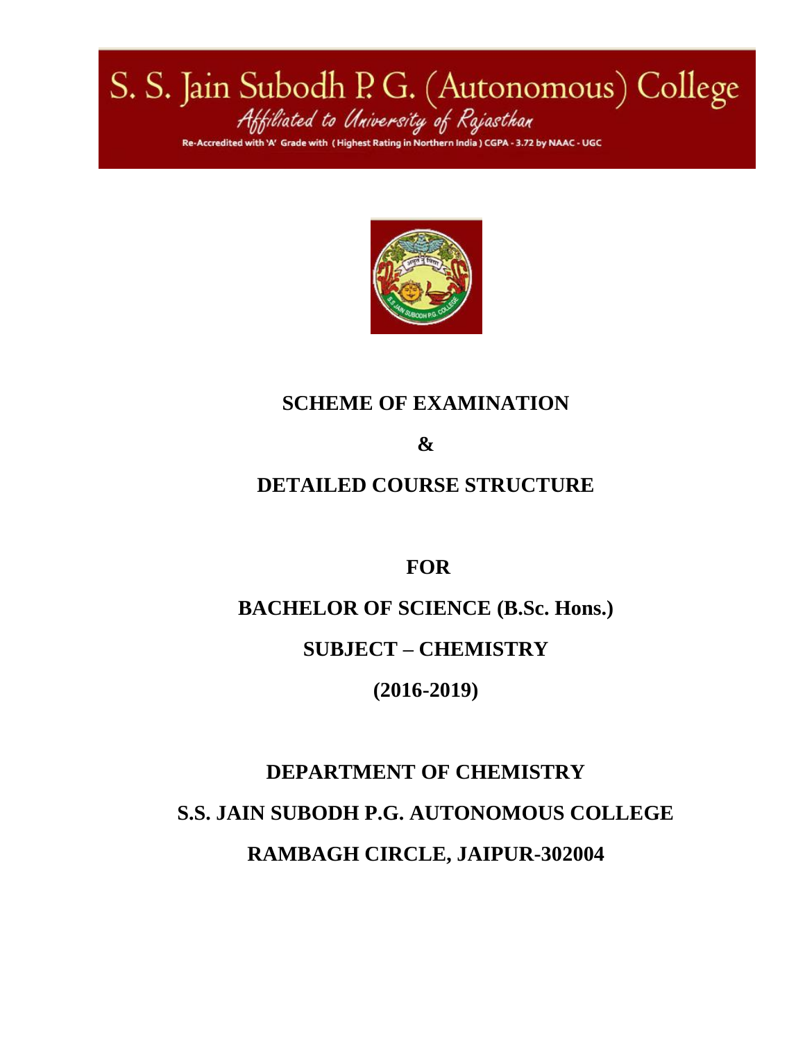# S. S. Jain Subodh P. G. (Autonomous) College

*Affiliated to University of Rajasthan*

Re-Accredited with 'A' Grade with (Highest Rating in Northern India) CGPA - 3.72 by NAAC - UGC

## SCHEME OF EXAMINATION

## &

## DETAILED COURSE STRUCTURE

## FOR

## BACHELOR OF SCIENCE (B.Sc. Hons.)

## SUBJECT – CHEMISTRY

## (2016-2019)

## DEPARTMENT OF CHEMISTRY

## S.S. JAIN SUBODH P.G. AUTONOMOUS COLLEGE

## RAMBAGH CIRCLE, JAIPUR-302004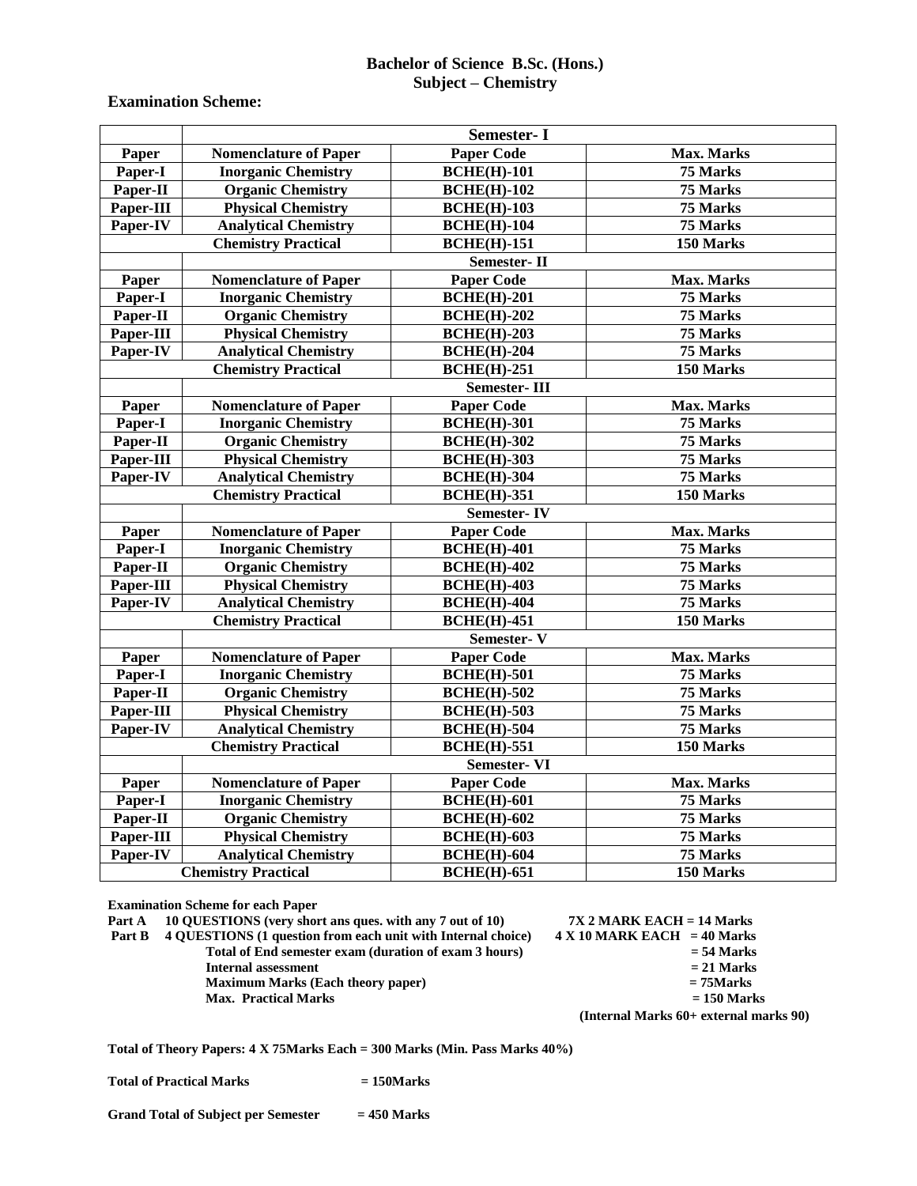# Bachelor of Science B.Sc. (Hons.)
## Subject – Chemistry

**Examination Scheme:**

| | Semester- I | | |
|---|---|---|---|
| **Paper** | **Nomenclature of Paper** | **Paper Code** | **Max. Marks** |
| Paper-I | Inorganic Chemistry | BCHE(H)-101 | 75 Marks |
| Paper-II | Organic Chemistry | BCHE(H)-102 | 75 Marks |
| Paper-III | Physical Chemistry | BCHE(H)-103 | 75 Marks |
| Paper-IV | Analytical Chemistry | BCHE(H)-104 | 75 Marks |
| | Chemistry Practical | BCHE(H)-151 | 150 Marks |
| | Semester- II | | |
| **Paper** | **Nomenclature of Paper** | **Paper Code** | **Max. Marks** |
| Paper-I | Inorganic Chemistry | BCHE(H)-201 | 75 Marks |
| Paper-II | Organic Chemistry | BCHE(H)-202 | 75 Marks |
| Paper-III | Physical Chemistry | BCHE(H)-203 | 75 Marks |
| Paper-IV | Analytical Chemistry | BCHE(H)-204 | 75 Marks |
| | Chemistry Practical | BCHE(H)-251 | 150 Marks |
| | Semester- III | | |
| **Paper** | **Nomenclature of Paper** | **Paper Code** | **Max. Marks** |
| Paper-I | Inorganic Chemistry | BCHE(H)-301 | 75 Marks |
| Paper-II | Organic Chemistry | BCHE(H)-302 | 75 Marks |
| Paper-III | Physical Chemistry | BCHE(H)-303 | 75 Marks |
| Paper-IV | Analytical Chemistry | BCHE(H)-304 | 75 Marks |
| | Chemistry Practical | BCHE(H)-351 | 150 Marks |
| | Semester- IV | | |
| **Paper** | **Nomenclature of Paper** | **Paper Code** | **Max. Marks** |
| Paper-I | Inorganic Chemistry | BCHE(H)-401 | 75 Marks |
| Paper-II | Organic Chemistry | BCHE(H)-402 | 75 Marks |
| Paper-III | Physical Chemistry | BCHE(H)-403 | 75 Marks |
| Paper-IV | Analytical Chemistry | BCHE(H)-404 | 75 Marks |
| | Chemistry Practical | BCHE(H)-451 | 150 Marks |
| | Semester- V | | |
| **Paper** | **Nomenclature of Paper** | **Paper Code** | **Max. Marks** |
| Paper-I | Inorganic Chemistry | BCHE(H)-501 | 75 Marks |
| Paper-II | Organic Chemistry | BCHE(H)-502 | 75 Marks |
| Paper-III | Physical Chemistry | BCHE(H)-503 | 75 Marks |
| Paper-IV | Analytical Chemistry | BCHE(H)-504 | 75 Marks |
| | Chemistry Practical | BCHE(H)-551 | 150 Marks |
| | Semester- VI | | |
| **Paper** | **Nomenclature of Paper** | **Paper Code** | **Max. Marks** |
| Paper-I | Inorganic Chemistry | BCHE(H)-601 | 75 Marks |
| Paper-II | Organic Chemistry | BCHE(H)-602 | 75 Marks |
| Paper-III | Physical Chemistry | BCHE(H)-603 | 75 Marks |
| Paper-IV | Analytical Chemistry | BCHE(H)-604 | 75 Marks |
| | Chemistry Practical | BCHE(H)-651 | 150 Marks |

**Examination Scheme for each Paper**

| | | |
|---|---|---|
| **Part A** | 10 QUESTIONS (very short ans ques. with any 7 out of 10) | 7X 2 MARK EACH = 14 Marks |
| **Part B** | 4 QUESTIONS (1 question from each unit with Internal choice) | 4 X 10 MARK EACH = 40 Marks |
| | Total of End semester exam (duration of exam 3 hours) | = 54 Marks |
| | Internal assessment | = 21 Marks |
| | Maximum Marks (Each theory paper) | = 75Marks |
| | Max. Practical Marks | = 150 Marks |
| | | (Internal Marks 60+ external marks 90) |

**Total of Theory Papers: 4 X 75Marks Each = 300 Marks (Min. Pass Marks 40%)**

**Total of Practical Marks = 150Marks**

**Grand Total of Subject per Semester = 450 Marks**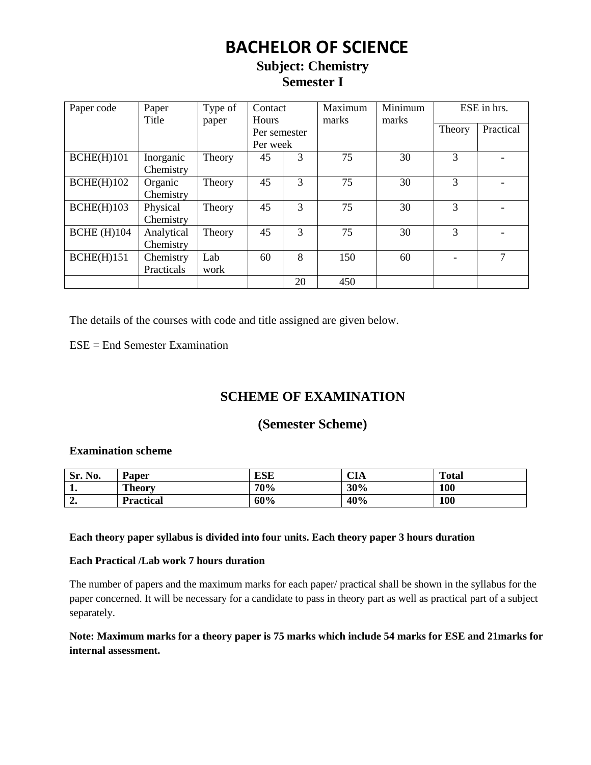# BACHELOR OF SCIENCE

## Subject: Chemistry

## Semester I

| Paper code | Paper Title | Type of paper | Contact Hours Per semester Per week | | Maximum marks | Minimum marks | ESE in hrs. | |
|---|---|---|---|---|---|---|---|---|
| | | | | | | | Theory | Practical |
| BCHE(H)101 | Inorganic Chemistry | Theory | 45 | 3 | 75 | 30 | 3 | - |
| BCHE(H)102 | Organic Chemistry | Theory | 45 | 3 | 75 | 30 | 3 | - |
| BCHE(H)103 | Physical Chemistry | Theory | 45 | 3 | 75 | 30 | 3 | - |
| BCHE (H)104 | Analytical Chemistry | Theory | 45 | 3 | 75 | 30 | 3 | - |
| BCHE(H)151 | Chemistry Practicals | Lab work | 60 | 8 | 150 | 60 | - | 7 |
| | | | | 20 | 450 | | | |

The details of the courses with code and title assigned are given below.

ESE = End Semester Examination

## SCHEME OF EXAMINATION

## (Semester Scheme)

**Examination scheme**

| Sr. No. | Paper | ESE | CIA | Total |
|---|---|---|---|---|
| **1.** | **Theory** | **70%** | **30%** | **100** |
| **2.** | **Practical** | **60%** | **40%** | **100** |

**Each theory paper syllabus is divided into four units. Each theory paper 3 hours duration**

**Each Practical /Lab work 7 hours duration**

The number of papers and the maximum marks for each paper/ practical shall be shown in the syllabus for the paper concerned. It will be necessary for a candidate to pass in theory part as well as practical part of a subject separately.

**Note: Maximum marks for a theory paper is 75 marks which include 54 marks for ESE and 21marks for internal assessment.**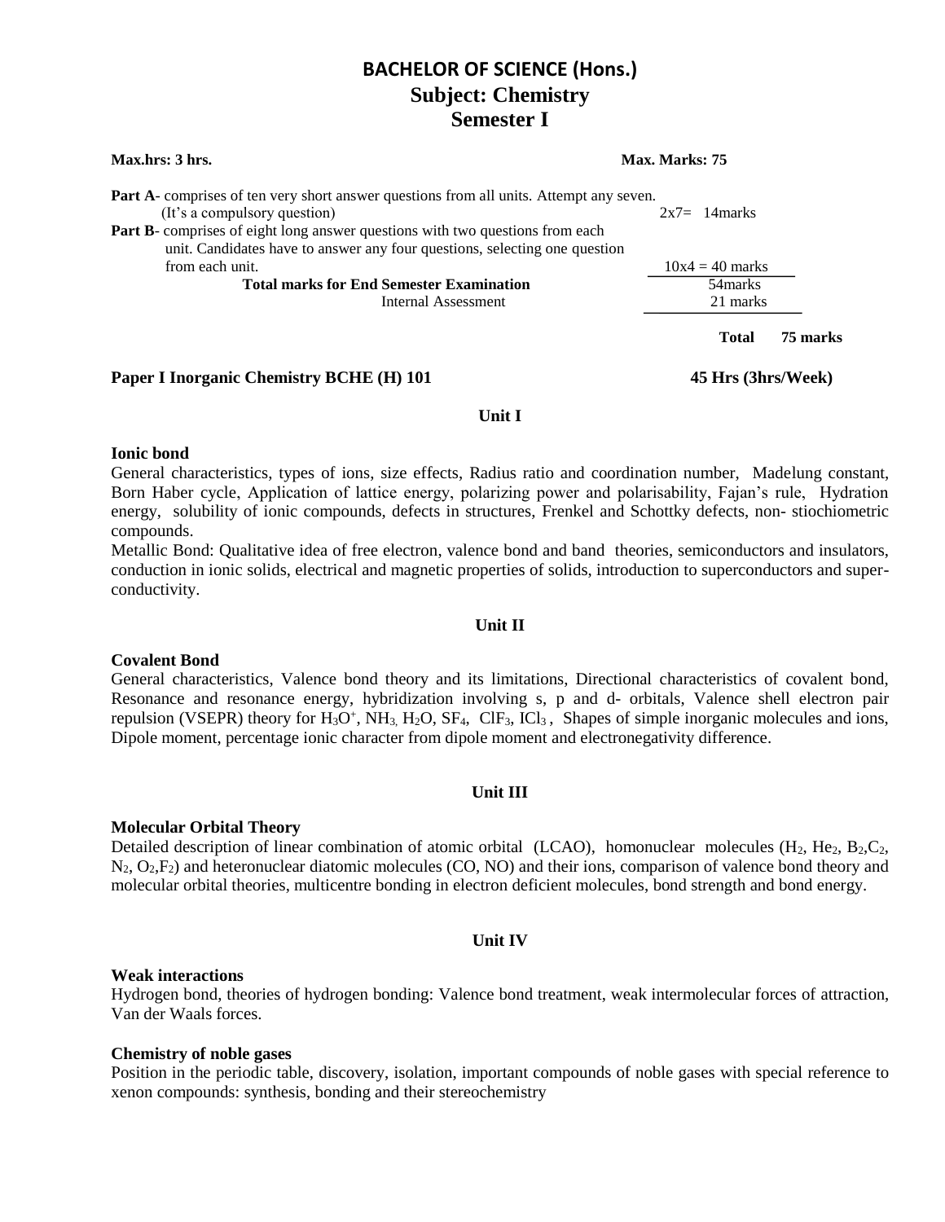# BACHELOR OF SCIENCE (Hons.)
## Subject: Chemistry
## Semester I

**Max.hrs: 3 hrs.** **Max. Marks: 75**

**Part A**- comprises of ten very short answer questions from all units. Attempt any seven. (It's a compulsory question) 2x7= 14marks

**Part B**- comprises of eight long answer questions with two questions from each unit. Candidates have to answer any four questions, selecting one question from each unit. 10x4 = 40 marks

| | |
|---|---|
| **Total marks for End Semester Examination** | 54marks |
| Internal Assessment | 21 marks |
| **Total** | **75 marks** |

**Paper I Inorganic Chemistry BCHE (H) 101** **45 Hrs (3hrs/Week)**

### Unit I

**Ionic bond**

General characteristics, types of ions, size effects, Radius ratio and coordination number, Madelung constant, Born Haber cycle, Application of lattice energy, polarizing power and polarisability, Fajan's rule, Hydration energy, solubility of ionic compounds, defects in structures, Frenkel and Schottky defects, non- stiochiometric compounds.

Metallic Bond: Qualitative idea of free electron, valence bond and band theories, semiconductors and insulators, conduction in ionic solids, electrical and magnetic properties of solids, introduction to superconductors and super-conductivity.

### Unit II

**Covalent Bond**

General characteristics, Valence bond theory and its limitations, Directional characteristics of covalent bond, Resonance and resonance energy, hybridization involving s, p and d- orbitals, Valence shell electron pair repulsion (VSEPR) theory for $H_3O^+$, $NH_3$, $H_2O$, $SF_4$, $ClF_3$, $ICl_3$, Shapes of simple inorganic molecules and ions, Dipole moment, percentage ionic character from dipole moment and electronegativity difference.

### Unit III

**Molecular Orbital Theory**

Detailed description of linear combination of atomic orbital (LCAO), homonuclear molecules ($H_2$, $He_2$, $B_2$, $C_2$, $N_2$, $O_2$, $F_2$) and heteronuclear diatomic molecules (CO, NO) and their ions, comparison of valence bond theory and molecular orbital theories, multicentre bonding in electron deficient molecules, bond strength and bond energy.

### Unit IV

**Weak interactions**

Hydrogen bond, theories of hydrogen bonding: Valence bond treatment, weak intermolecular forces of attraction, Van der Waals forces.

**Chemistry of noble gases**

Position in the periodic table, discovery, isolation, important compounds of noble gases with special reference to xenon compounds: synthesis, bonding and their stereochemistry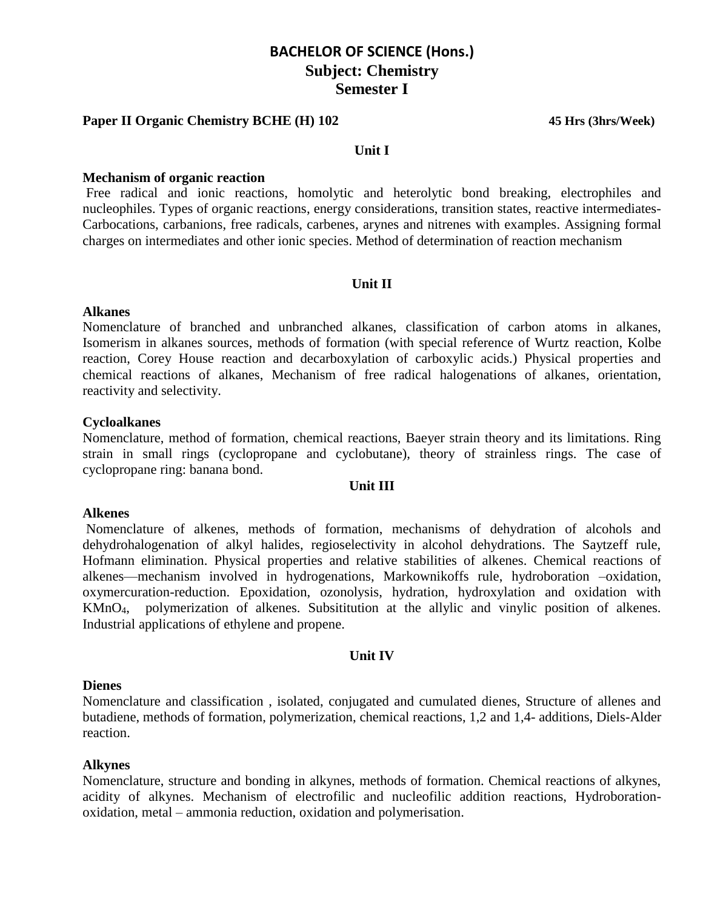# BACHELOR OF SCIENCE (Hons.)

## Subject: Chemistry

## Semester I

**Paper II Organic Chemistry BCHE (H) 102** **45 Hrs (3hrs/Week)**

### Unit I

**Mechanism of organic reaction**

Free radical and ionic reactions, homolytic and heterolytic bond breaking, electrophiles and nucleophiles. Types of organic reactions, energy considerations, transition states, reactive intermediates- Carbocations, carbanions, free radicals, carbenes, arynes and nitrenes with examples. Assigning formal charges on intermediates and other ionic species. Method of determination of reaction mechanism

### Unit II

**Alkanes**

Nomenclature of branched and unbranched alkanes, classification of carbon atoms in alkanes, Isomerism in alkanes sources, methods of formation (with special reference of Wurtz reaction, Kolbe reaction, Corey House reaction and decarboxylation of carboxylic acids.) Physical properties and chemical reactions of alkanes, Mechanism of free radical halogenations of alkanes, orientation, reactivity and selectivity.

**Cycloalkanes**

Nomenclature, method of formation, chemical reactions, Baeyer strain theory and its limitations. Ring strain in small rings (cyclopropane and cyclobutane), theory of strainless rings. The case of cyclopropane ring: banana bond.

### Unit III

**Alkenes**

Nomenclature of alkenes, methods of formation, mechanisms of dehydration of alcohols and dehydrohalogenation of alkyl halides, regioselectivity in alcohol dehydrations. The Saytzeff rule, Hofmann elimination. Physical properties and relative stabilities of alkenes. Chemical reactions of alkenes—mechanism involved in hydrogenations, Markownikoffs rule, hydroboration –oxidation, oxymercuration-reduction. Epoxidation, ozonolysis, hydration, hydroxylation and oxidation with $KMnO_4$, polymerization of alkenes. Subsititution at the allylic and vinylic position of alkenes. Industrial applications of ethylene and propene.

### Unit IV

**Dienes**

Nomenclature and classification , isolated, conjugated and cumulated dienes, Structure of allenes and butadiene, methods of formation, polymerization, chemical reactions, 1,2 and 1,4- additions, Diels-Alder reaction.

**Alkynes**

Nomenclature, structure and bonding in alkynes, methods of formation. Chemical reactions of alkynes, acidity of alkynes. Mechanism of electrofilic and nucleofilic addition reactions, Hydroboration-oxidation, metal – ammonia reduction, oxidation and polymerisation.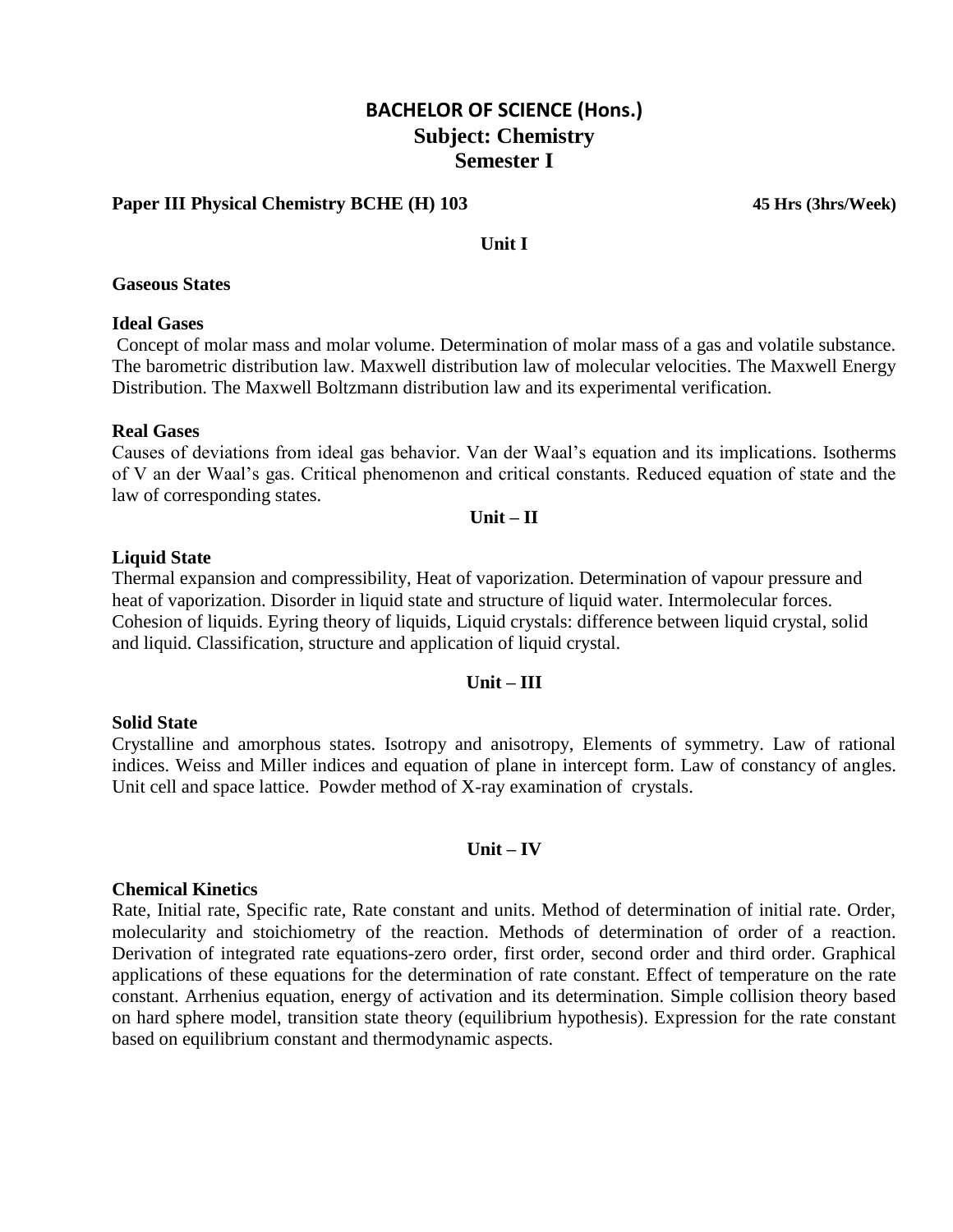# BACHELOR OF SCIENCE (Hons.)
## Subject: Chemistry
## Semester I

**Paper III Physical Chemistry BCHE (H) 103** **45 Hrs (3hrs/Week)**

### Unit I

**Gaseous States**

**Ideal Gases**

Concept of molar mass and molar volume. Determination of molar mass of a gas and volatile substance. The barometric distribution law. Maxwell distribution law of molecular velocities. The Maxwell Energy Distribution. The Maxwell Boltzmann distribution law and its experimental verification.

**Real Gases**

Causes of deviations from ideal gas behavior. Van der Waal's equation and its implications. Isotherms of V an der Waal's gas. Critical phenomenon and critical constants. Reduced equation of state and the law of corresponding states.

### Unit – II

**Liquid State**

Thermal expansion and compressibility, Heat of vaporization. Determination of vapour pressure and heat of vaporization. Disorder in liquid state and structure of liquid water. Intermolecular forces. Cohesion of liquids. Eyring theory of liquids, Liquid crystals: difference between liquid crystal, solid and liquid. Classification, structure and application of liquid crystal.

### Unit – III

**Solid State**

Crystalline and amorphous states. Isotropy and anisotropy, Elements of symmetry. Law of rational indices. Weiss and Miller indices and equation of plane in intercept form. Law of constancy of angles. Unit cell and space lattice. Powder method of X-ray examination of crystals.

### Unit – IV

**Chemical Kinetics**

Rate, Initial rate, Specific rate, Rate constant and units. Method of determination of initial rate. Order, molecularity and stoichiometry of the reaction. Methods of determination of order of a reaction. Derivation of integrated rate equations-zero order, first order, second order and third order. Graphical applications of these equations for the determination of rate constant. Effect of temperature on the rate constant. Arrhenius equation, energy of activation and its determination. Simple collision theory based on hard sphere model, transition state theory (equilibrium hypothesis). Expression for the rate constant based on equilibrium constant and thermodynamic aspects.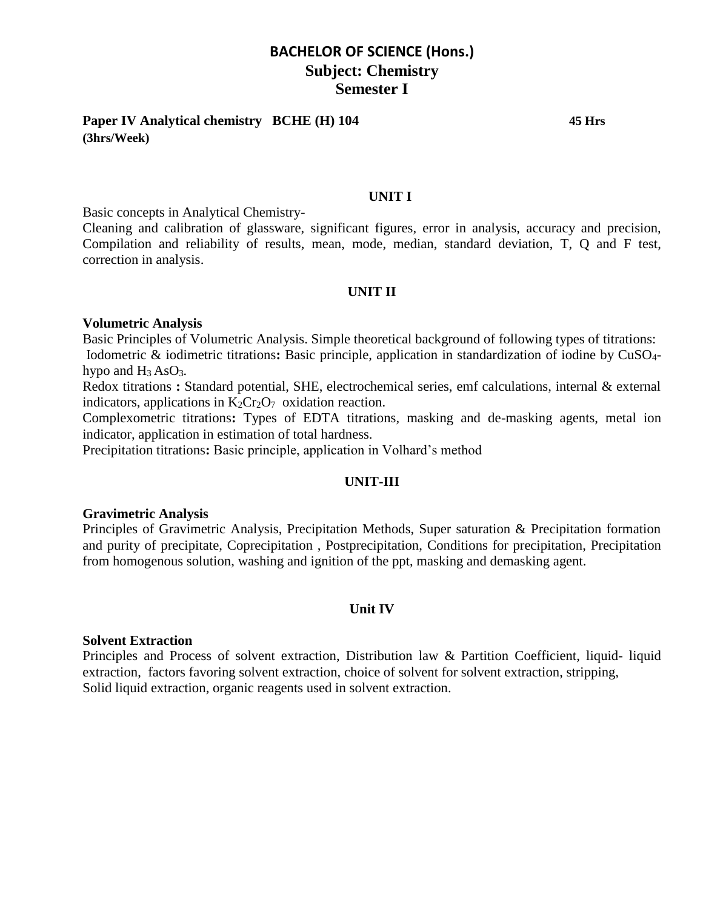# BACHELOR OF SCIENCE (Hons.)

## Subject: Chemistry

## Semester I

**Paper IV Analytical chemistry BCHE (H) 104** **45 Hrs**
**(3hrs/Week)**

### UNIT I

Basic concepts in Analytical Chemistry-

Cleaning and calibration of glassware, significant figures, error in analysis, accuracy and precision, Compilation and reliability of results, mean, mode, median, standard deviation, T, Q and F test, correction in analysis.

### UNIT II

**Volumetric Analysis**

Basic Principles of Volumetric Analysis. Simple theoretical background of following types of titrations:

Iodometric & iodimetric titrations**:** Basic principle, application in standardization of iodine by $CuSO_4$-hypo and $H_3AsO_3$.

Redox titrations **:** Standard potential, SHE, electrochemical series, emf calculations, internal & external indicators, applications in $K_2Cr_2O_7$ oxidation reaction.

Complexometric titrations**:** Types of EDTA titrations, masking and de-masking agents, metal ion indicator, application in estimation of total hardness.

Precipitation titrations**:** Basic principle, application in Volhard's method

### UNIT-III

**Gravimetric Analysis**

Principles of Gravimetric Analysis, Precipitation Methods, Super saturation & Precipitation formation and purity of precipitate, Coprecipitation , Postprecipitation, Conditions for precipitation, Precipitation from homogenous solution, washing and ignition of the ppt, masking and demasking agent.

### Unit IV

**Solvent Extraction**

Principles and Process of solvent extraction, Distribution law & Partition Coefficient, liquid- liquid extraction, factors favoring solvent extraction, choice of solvent for solvent extraction, stripping,
Solid liquid extraction, organic reagents used in solvent extraction.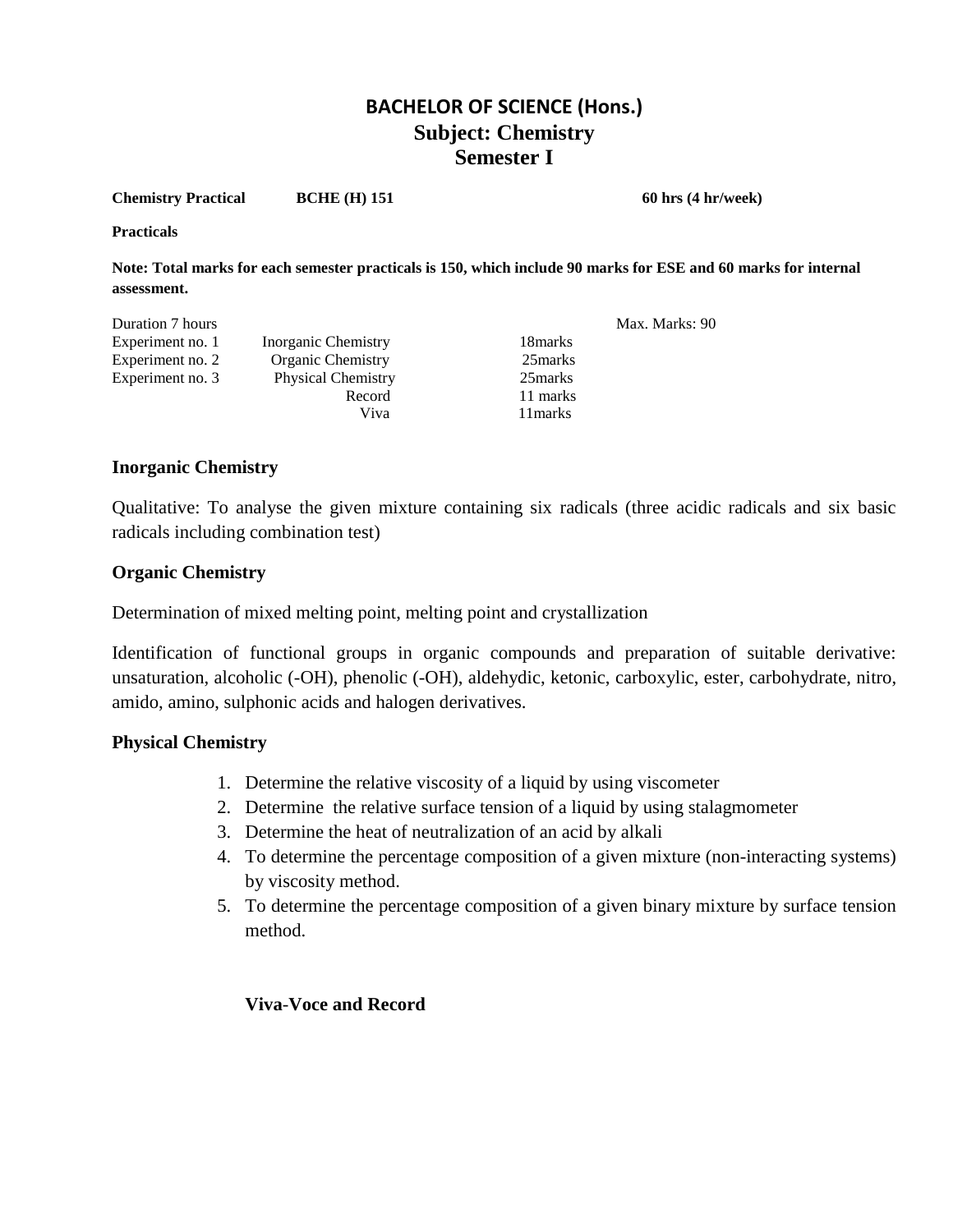# BACHELOR OF SCIENCE (Hons.)
## Subject: Chemistry
## Semester I

**Chemistry Practical** **BCHE (H) 151** **60 hrs (4 hr/week)**

**Practicals**

**Note: Total marks for each semester practicals is 150, which include 90 marks for ESE and 60 marks for internal assessment.**

| Duration 7 hours | | | Max. Marks: 90 |
|---|---|---|---|
| Experiment no. 1 | Inorganic Chemistry | 18marks | |
| Experiment no. 2 | Organic Chemistry | 25marks | |
| Experiment no. 3 | Physical Chemistry | 25marks | |
| | Record | 11 marks | |
| | Viva | 11marks | |

### Inorganic Chemistry

Qualitative: To analyse the given mixture containing six radicals (three acidic radicals and six basic radicals including combination test)

### Organic Chemistry

Determination of mixed melting point, melting point and crystallization

Identification of functional groups in organic compounds and preparation of suitable derivative: unsaturation, alcoholic (-OH), phenolic (-OH), aldehydic, ketonic, carboxylic, ester, carbohydrate, nitro, amido, amino, sulphonic acids and halogen derivatives.

### Physical Chemistry

1. Determine the relative viscosity of a liquid by using viscometer
2. Determine the relative surface tension of a liquid by using stalagmometer
3. Determine the heat of neutralization of an acid by alkali
4. To determine the percentage composition of a given mixture (non-interacting systems) by viscosity method.
5. To determine the percentage composition of a given binary mixture by surface tension method.

**Viva-Voce and Record**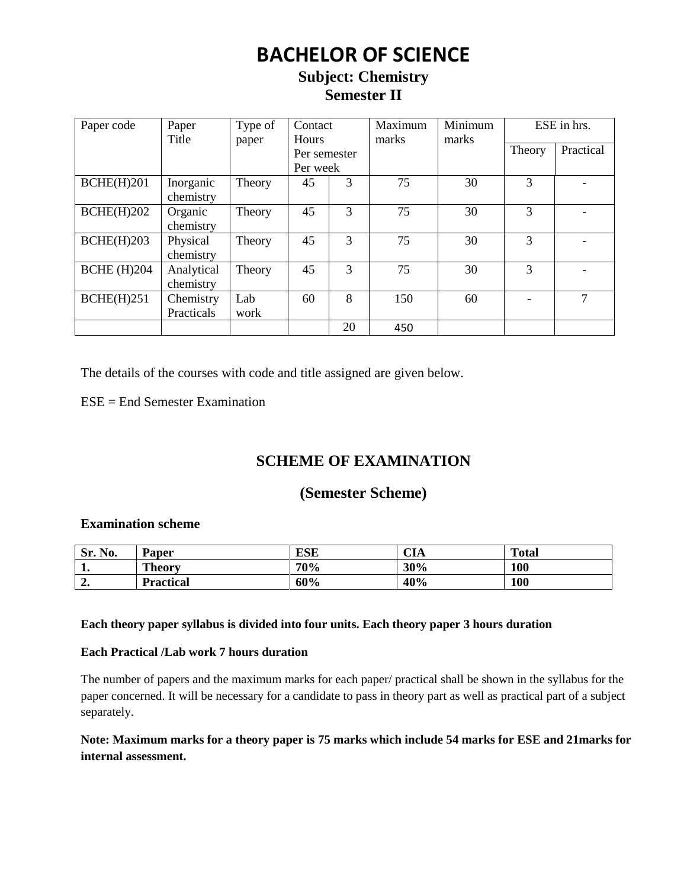# BACHELOR OF SCIENCE

## Subject: Chemistry

## Semester II

| Paper code | Paper Title | Type of paper | Contact Hours Per semester | Per week | Maximum marks | Minimum marks | ESE in hrs. | |
|---|---|---|---|---|---|---|---|---|
| | | | | | | | Theory | Practical |
| BCHE(H)201 | Inorganic chemistry | Theory | 45 | 3 | 75 | 30 | 3 | - |
| BCHE(H)202 | Organic chemistry | Theory | 45 | 3 | 75 | 30 | 3 | - |
| BCHE(H)203 | Physical chemistry | Theory | 45 | 3 | 75 | 30 | 3 | - |
| BCHE (H)204 | Analytical chemistry | Theory | 45 | 3 | 75 | 30 | 3 | - |
| BCHE(H)251 | Chemistry Practicals | Lab work | 60 | 8 | 150 | 60 | - | 7 |
| | | | | 20 | 450 | | | |

The details of the courses with code and title assigned are given below.

ESE = End Semester Examination

## SCHEME OF EXAMINATION

## (Semester Scheme)

**Examination scheme**

| Sr. No. | Paper | ESE | CIA | Total |
|---|---|---|---|---|
| **1.** | **Theory** | **70%** | **30%** | **100** |
| **2.** | **Practical** | **60%** | **40%** | **100** |

**Each theory paper syllabus is divided into four units. Each theory paper 3 hours duration**

**Each Practical /Lab work 7 hours duration**

The number of papers and the maximum marks for each paper/ practical shall be shown in the syllabus for the paper concerned. It will be necessary for a candidate to pass in theory part as well as practical part of a subject separately.

**Note: Maximum marks for a theory paper is 75 marks which include 54 marks for ESE and 21marks for internal assessment.**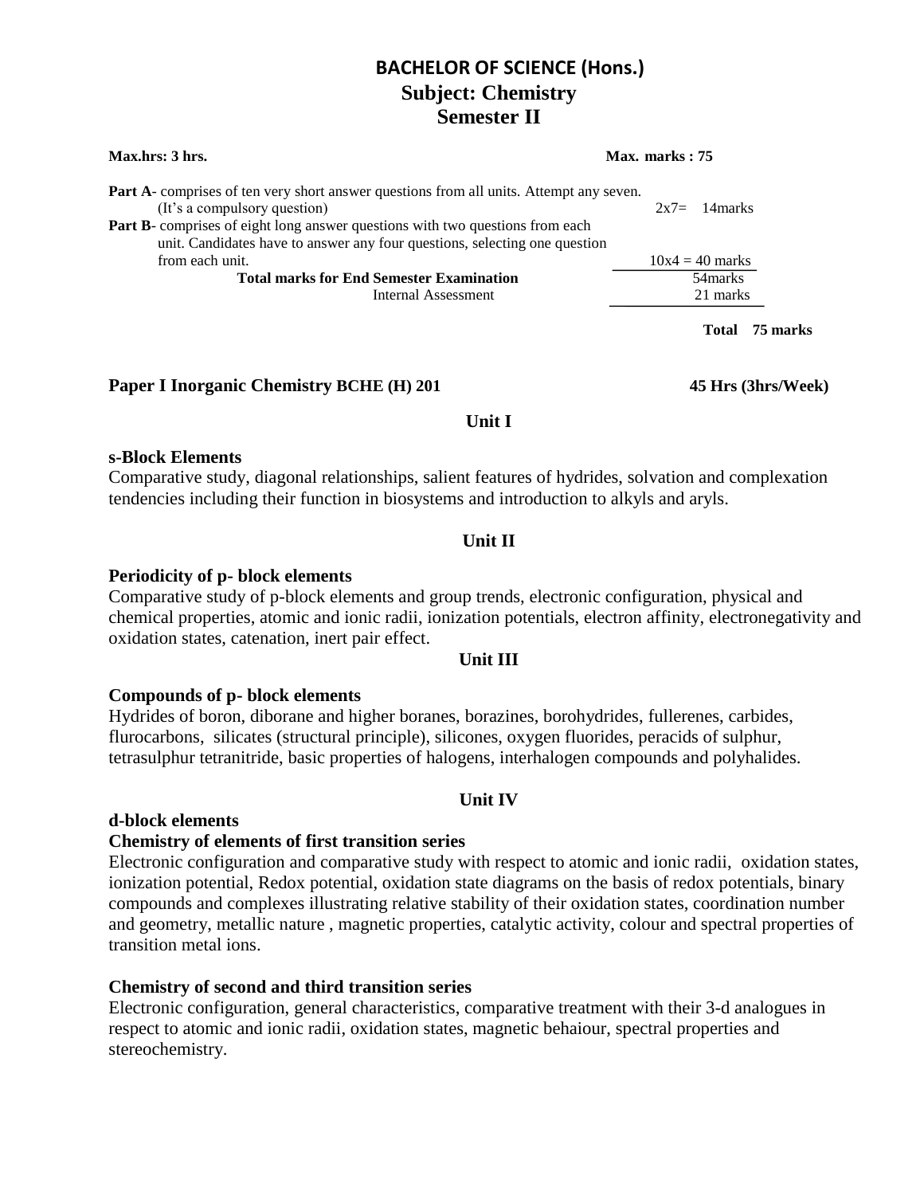# BACHELOR OF SCIENCE (Hons.)

## Subject: Chemistry

## Semester II

**Max.hrs: 3 hrs.** **Max. marks : 75**

**Part A**- comprises of ten very short answer questions from all units. Attempt any seven. (It's a compulsory question) 2x7= 14marks

**Part B**- comprises of eight long answer questions with two questions from each unit. Candidates have to answer any four questions, selecting one question from each unit. 10x4 = 40 marks

**Total marks for End Semester Examination** 54marks

Internal Assessment 21 marks

**Total 75 marks**

### Paper I Inorganic Chemistry BCHE (H) 201 — 45 Hrs (3hrs/Week)

#### Unit I

**s-Block Elements**

Comparative study, diagonal relationships, salient features of hydrides, solvation and complexation tendencies including their function in biosystems and introduction to alkyls and aryls.

#### Unit II

**Periodicity of p- block elements**

Comparative study of p-block elements and group trends, electronic configuration, physical and chemical properties, atomic and ionic radii, ionization potentials, electron affinity, electronegativity and oxidation states, catenation, inert pair effect.

#### Unit III

**Compounds of p- block elements**

Hydrides of boron, diborane and higher boranes, borazines, borohydrides, fullerenes, carbides, flurocarbons, silicates (structural principle), silicones, oxygen fluorides, peracids of sulphur, tetrasulphur tetranitride, basic properties of halogens, interhalogen compounds and polyhalides.

#### Unit IV

**d-block elements**

**Chemistry of elements of first transition series**

Electronic configuration and comparative study with respect to atomic and ionic radii, oxidation states, ionization potential, Redox potential, oxidation state diagrams on the basis of redox potentials, binary compounds and complexes illustrating relative stability of their oxidation states, coordination number and geometry, metallic nature , magnetic properties, catalytic activity, colour and spectral properties of transition metal ions.

**Chemistry of second and third transition series**

Electronic configuration, general characteristics, comparative treatment with their 3-d analogues in respect to atomic and ionic radii, oxidation states, magnetic behaiour, spectral properties and stereochemistry.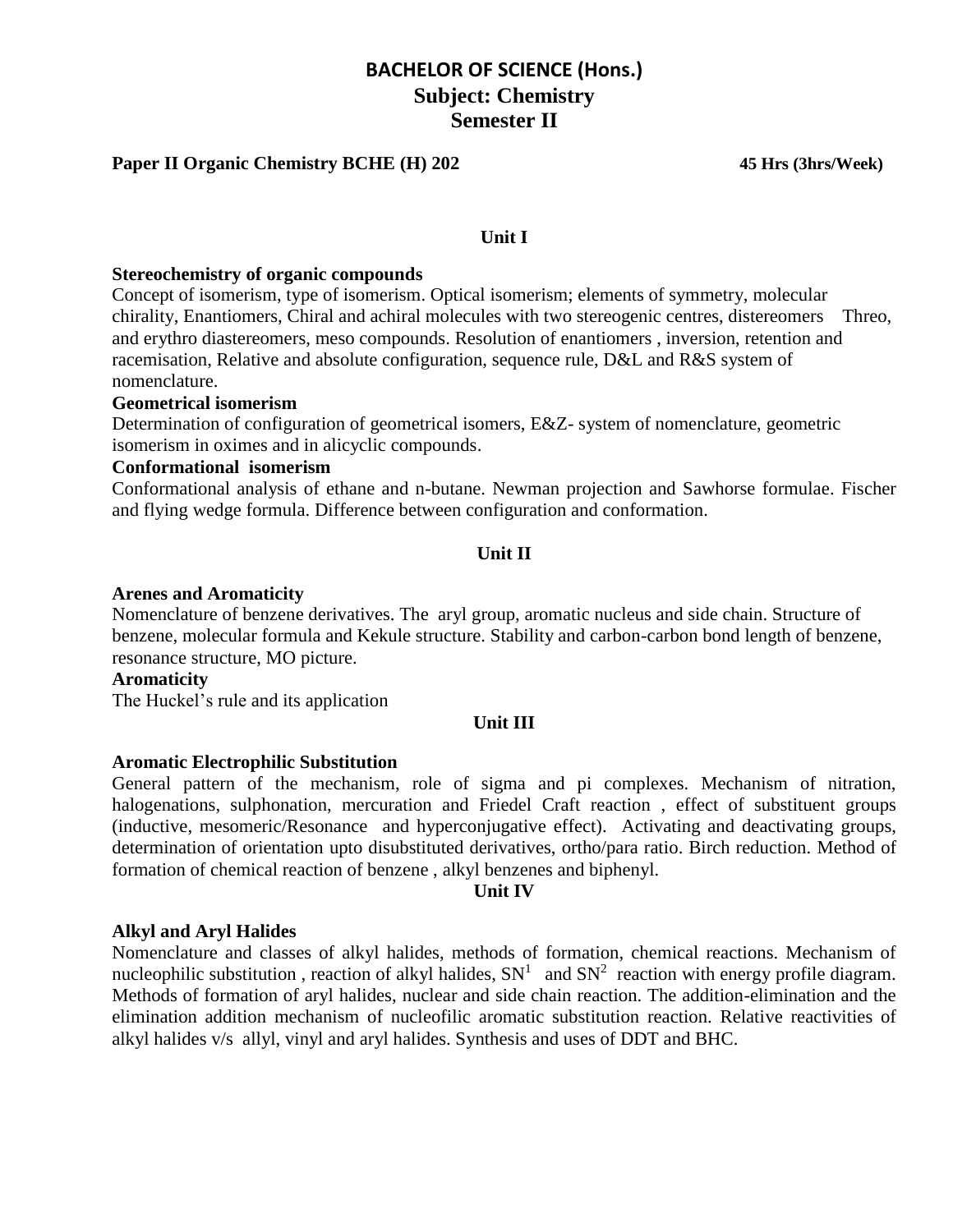# BACHELOR OF SCIENCE (Hons.)

## Subject: Chemistry

## Semester II

**Paper II Organic Chemistry BCHE (H) 202** **45 Hrs (3hrs/Week)**

### Unit I

**Stereochemistry of organic compounds**

Concept of isomerism, type of isomerism. Optical isomerism; elements of symmetry, molecular chirality, Enantiomers, Chiral and achiral molecules with two stereogenic centres, distereomers Threo, and erythro diastereomers, meso compounds. Resolution of enantiomers , inversion, retention and racemisation, Relative and absolute configuration, sequence rule, D&L and R&S system of nomenclature.

**Geometrical isomerism**

Determination of configuration of geometrical isomers, E&Z- system of nomenclature, geometric isomerism in oximes and in alicyclic compounds.

**Conformational isomerism**

Conformational analysis of ethane and n-butane. Newman projection and Sawhorse formulae. Fischer and flying wedge formula. Difference between configuration and conformation.

### Unit II

**Arenes and Aromaticity**

Nomenclature of benzene derivatives. The aryl group, aromatic nucleus and side chain. Structure of benzene, molecular formula and Kekule structure. Stability and carbon-carbon bond length of benzene, resonance structure, MO picture.

**Aromaticity**

The Huckel's rule and its application

### Unit III

**Aromatic Electrophilic Substitution**

General pattern of the mechanism, role of sigma and pi complexes. Mechanism of nitration, halogenations, sulphonation, mercuration and Friedel Craft reaction , effect of substituent groups (inductive, mesomeric/Resonance and hyperconjugative effect). Activating and deactivating groups, determination of orientation upto disubstituted derivatives, ortho/para ratio. Birch reduction. Method of formation of chemical reaction of benzene , alkyl benzenes and biphenyl.

### Unit IV

**Alkyl and Aryl Halides**

Nomenclature and classes of alkyl halides, methods of formation, chemical reactions. Mechanism of nucleophilic substitution , reaction of alkyl halides, $SN^1$ and $SN^2$ reaction with energy profile diagram. Methods of formation of aryl halides, nuclear and side chain reaction. The addition-elimination and the elimination addition mechanism of nucleofilic aromatic substitution reaction. Relative reactivities of alkyl halides v/s allyl, vinyl and aryl halides. Synthesis and uses of DDT and BHC.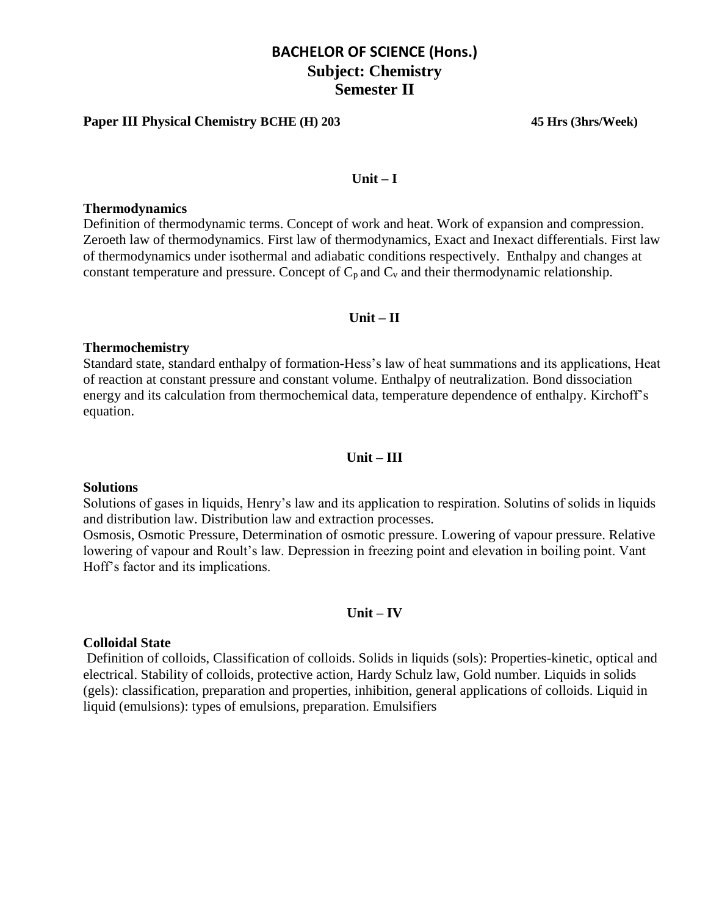# BACHELOR OF SCIENCE (Hons.)
## Subject: Chemistry
## Semester II

**Paper III Physical Chemistry BCHE (H) 203** **45 Hrs (3hrs/Week)**

### Unit – I

**Thermodynamics**

Definition of thermodynamic terms. Concept of work and heat. Work of expansion and compression. Zeroeth law of thermodynamics. First law of thermodynamics, Exact and Inexact differentials. First law of thermodynamics under isothermal and adiabatic conditions respectively. Enthalpy and changes at constant temperature and pressure. Concept of $C_p$ and $C_v$ and their thermodynamic relationship.

### Unit – II

**Thermochemistry**

Standard state, standard enthalpy of formation-Hess's law of heat summations and its applications, Heat of reaction at constant pressure and constant volume. Enthalpy of neutralization. Bond dissociation energy and its calculation from thermochemical data, temperature dependence of enthalpy. Kirchoff's equation.

### Unit – III

**Solutions**

Solutions of gases in liquids, Henry's law and its application to respiration. Solutins of solids in liquids and distribution law. Distribution law and extraction processes.

Osmosis, Osmotic Pressure, Determination of osmotic pressure. Lowering of vapour pressure. Relative lowering of vapour and Roult's law. Depression in freezing point and elevation in boiling point. Vant Hoff's factor and its implications.

### Unit – IV

**Colloidal State**

Definition of colloids, Classification of colloids. Solids in liquids (sols): Properties-kinetic, optical and electrical. Stability of colloids, protective action, Hardy Schulz law, Gold number. Liquids in solids (gels): classification, preparation and properties, inhibition, general applications of colloids. Liquid in liquid (emulsions): types of emulsions, preparation. Emulsifiers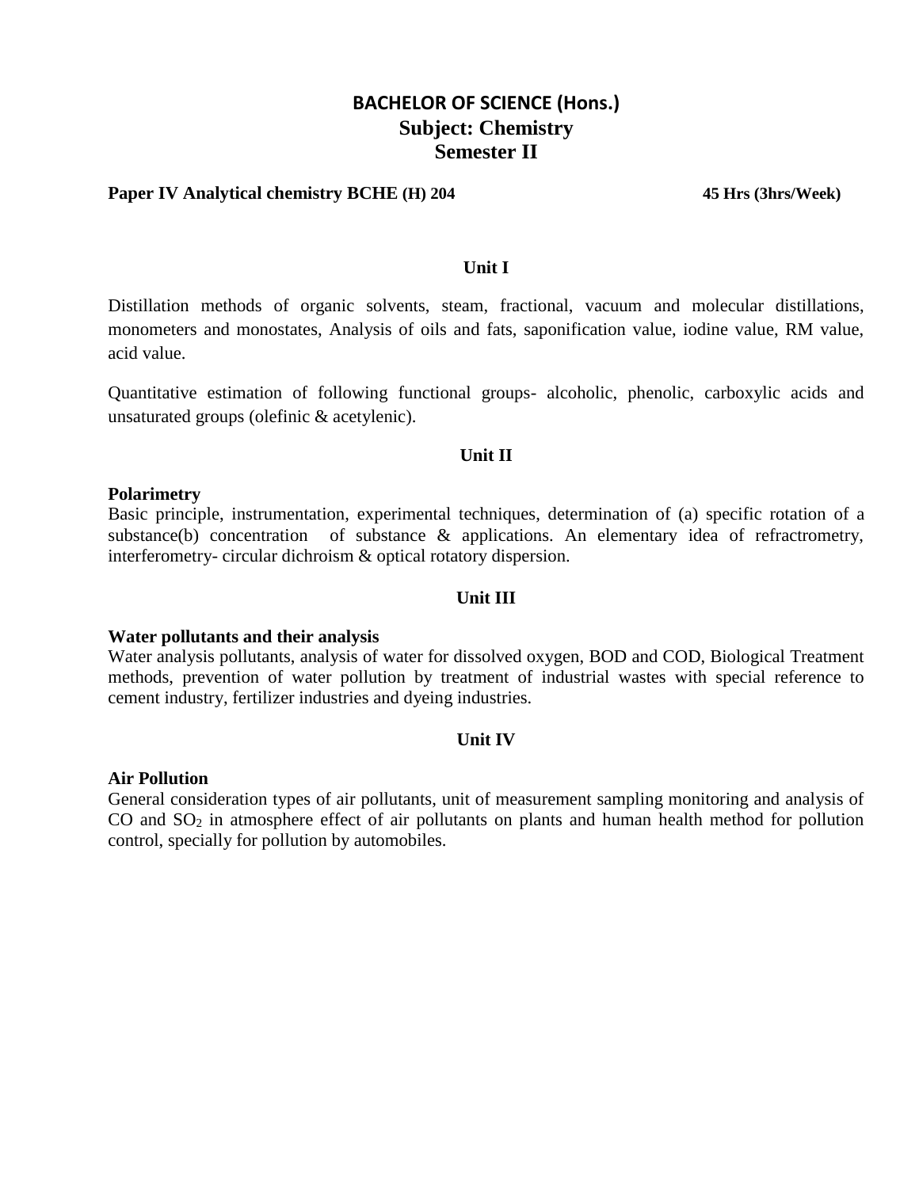# BACHELOR OF SCIENCE (Hons.)
## Subject: Chemistry
## Semester II

**Paper IV Analytical chemistry BCHE (H) 204** **45 Hrs (3hrs/Week)**

### Unit I

Distillation methods of organic solvents, steam, fractional, vacuum and molecular distillations, monometers and monostates, Analysis of oils and fats, saponification value, iodine value, RM value, acid value.

Quantitative estimation of following functional groups- alcoholic, phenolic, carboxylic acids and unsaturated groups (olefinic & acetylenic).

### Unit II

**Polarimetry**
Basic principle, instrumentation, experimental techniques, determination of (a) specific rotation of a substance(b) concentration of substance & applications. An elementary idea of refractrometry, interferometry- circular dichroism & optical rotatory dispersion.

### Unit III

**Water pollutants and their analysis**
Water analysis pollutants, analysis of water for dissolved oxygen, BOD and COD, Biological Treatment methods, prevention of water pollution by treatment of industrial wastes with special reference to cement industry, fertilizer industries and dyeing industries.

### Unit IV

**Air Pollution**
General consideration types of air pollutants, unit of measurement sampling monitoring and analysis of CO and $SO_2$ in atmosphere effect of air pollutants on plants and human health method for pollution control, specially for pollution by automobiles.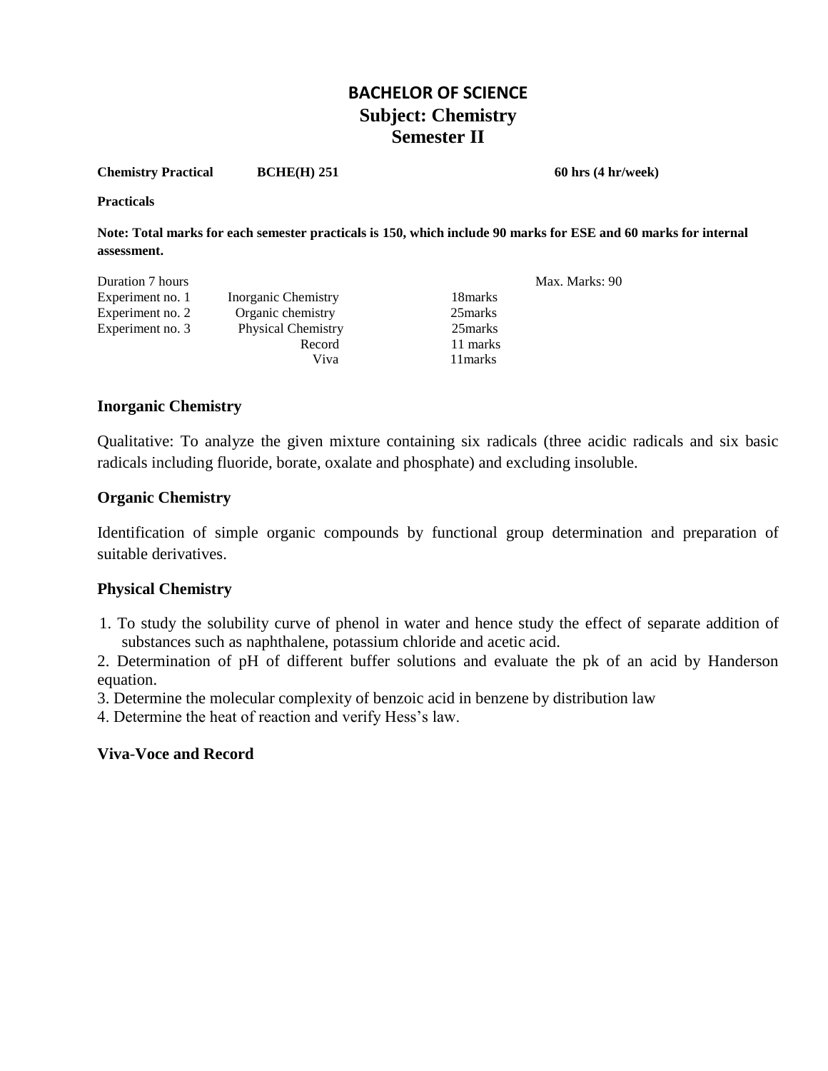# BACHELOR OF SCIENCE

## Subject: Chemistry

## Semester II

**Chemistry Practical** **BCHE(H) 251** **60 hrs (4 hr/week)**

**Practicals**

**Note: Total marks for each semester practicals is 150, which include 90 marks for ESE and 60 marks for internal assessment.**

| Duration 7 hours | | | Max. Marks: 90 |
|---|---|---|---|
| Experiment no. 1 | Inorganic Chemistry | 18marks | |
| Experiment no. 2 | Organic chemistry | 25marks | |
| Experiment no. 3 | Physical Chemistry | 25marks | |
| | Record | 11 marks | |
| | Viva | 11marks | |

### Inorganic Chemistry

Qualitative: To analyze the given mixture containing six radicals (three acidic radicals and six basic radicals including fluoride, borate, oxalate and phosphate) and excluding insoluble.

### Organic Chemistry

Identification of simple organic compounds by functional group determination and preparation of suitable derivatives.

### Physical Chemistry

1. To study the solubility curve of phenol in water and hence study the effect of separate addition of substances such as naphthalene, potassium chloride and acetic acid.
2. Determination of pH of different buffer solutions and evaluate the pk of an acid by Handerson equation.
3. Determine the molecular complexity of benzoic acid in benzene by distribution law
4. Determine the heat of reaction and verify Hess's law.

### Viva-Voce and Record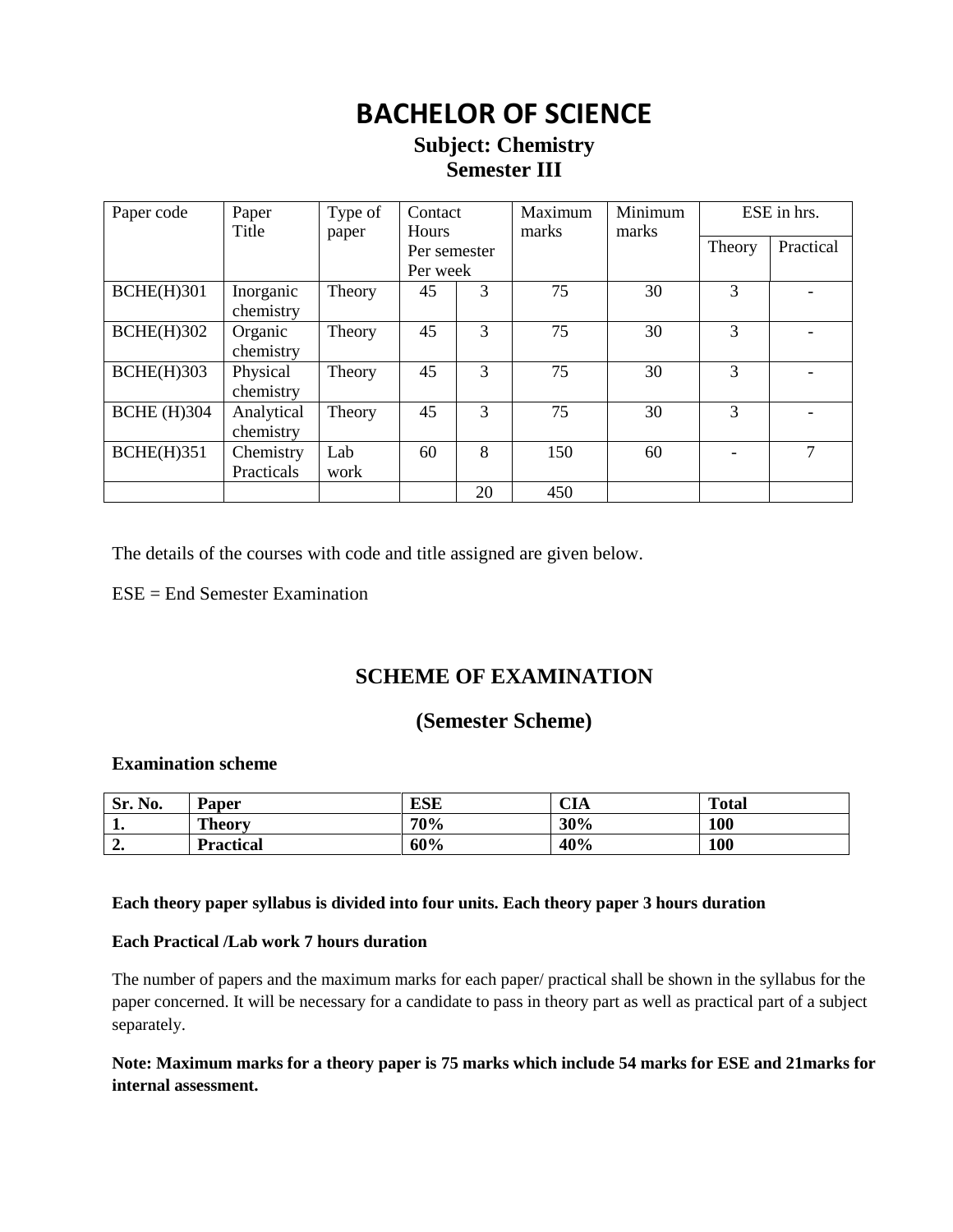# BACHELOR OF SCIENCE

## Subject: Chemistry
## Semester III

| Paper code | Paper Title | Type of paper | Contact Hours Per semester | Per week | Maximum marks | Minimum marks | ESE in hrs. | |
|---|---|---|---|---|---|---|---|---|
| | | | | | | | Theory | Practical |
| BCHE(H)301 | Inorganic chemistry | Theory | 45 | 3 | 75 | 30 | 3 | - |
| BCHE(H)302 | Organic chemistry | Theory | 45 | 3 | 75 | 30 | 3 | - |
| BCHE(H)303 | Physical chemistry | Theory | 45 | 3 | 75 | 30 | 3 | - |
| BCHE (H)304 | Analytical chemistry | Theory | 45 | 3 | 75 | 30 | 3 | - |
| BCHE(H)351 | Chemistry Practicals | Lab work | 60 | 8 | 150 | 60 | - | 7 |
| | | | | 20 | 450 | | | |

The details of the courses with code and title assigned are given below.

ESE = End Semester Examination

## SCHEME OF EXAMINATION

## (Semester Scheme)

**Examination scheme**

| Sr. No. | Paper | ESE | CIA | Total |
|---|---|---|---|---|
| **1.** | **Theory** | **70%** | **30%** | **100** |
| **2.** | **Practical** | **60%** | **40%** | **100** |

**Each theory paper syllabus is divided into four units. Each theory paper 3 hours duration**

**Each Practical /Lab work 7 hours duration**

The number of papers and the maximum marks for each paper/ practical shall be shown in the syllabus for the paper concerned. It will be necessary for a candidate to pass in theory part as well as practical part of a subject separately.

**Note: Maximum marks for a theory paper is 75 marks which include 54 marks for ESE and 21marks for internal assessment.**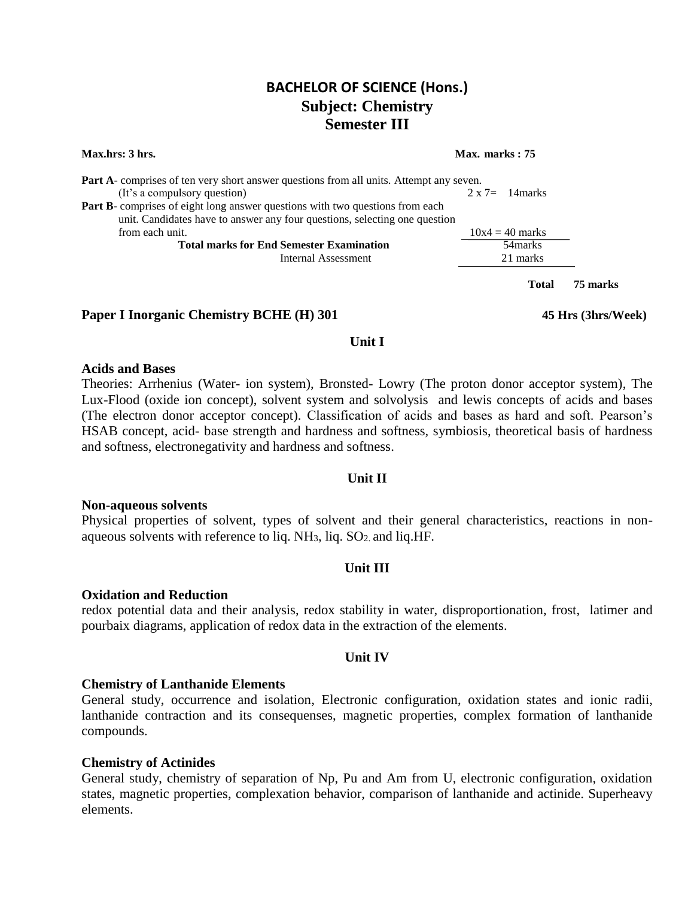# BACHELOR OF SCIENCE (Hons.)
## Subject: Chemistry
## Semester III

**Max.hrs: 3 hrs.** **Max. marks : 75**

| | |
|---|---|
| **Part A**- comprises of ten very short answer questions from all units. Attempt any seven. (It's a compulsory question) | 2 x 7= 14marks |
| **Part B**- comprises of eight long answer questions with two questions from each unit. Candidates have to answer any four questions, selecting one question from each unit. | 10x4 = 40 marks |
| **Total marks for End Semester Examination** | 54marks |
| Internal Assessment | 21 marks |
| **Total** | **75 marks** |

### Paper I Inorganic Chemistry BCHE (H) 301 — 45 Hrs (3hrs/Week)

#### Unit I

**Acids and Bases**

Theories: Arrhenius (Water- ion system), Bronsted- Lowry (The proton donor acceptor system), The Lux-Flood (oxide ion concept), solvent system and solvolysis and lewis concepts of acids and bases (The electron donor acceptor concept). Classification of acids and bases as hard and soft. Pearson's HSAB concept, acid- base strength and hardness and softness, symbiosis, theoretical basis of hardness and softness, electronegativity and hardness and softness.

#### Unit II

**Non-aqueous solvents**

Physical properties of solvent, types of solvent and their general characteristics, reactions in non-aqueous solvents with reference to liq. $NH_3$, liq. $SO_2$. and liq.HF.

#### Unit III

**Oxidation and Reduction**

redox potential data and their analysis, redox stability in water, disproportionation, frost, latimer and pourbaix diagrams, application of redox data in the extraction of the elements.

#### Unit IV

**Chemistry of Lanthanide Elements**

General study, occurrence and isolation, Electronic configuration, oxidation states and ionic radii, lanthanide contraction and its consequenses, magnetic properties, complex formation of lanthanide compounds.

**Chemistry of Actinides**

General study, chemistry of separation of Np, Pu and Am from U, electronic configuration, oxidation states, magnetic properties, complexation behavior, comparison of lanthanide and actinide. Superheavy elements.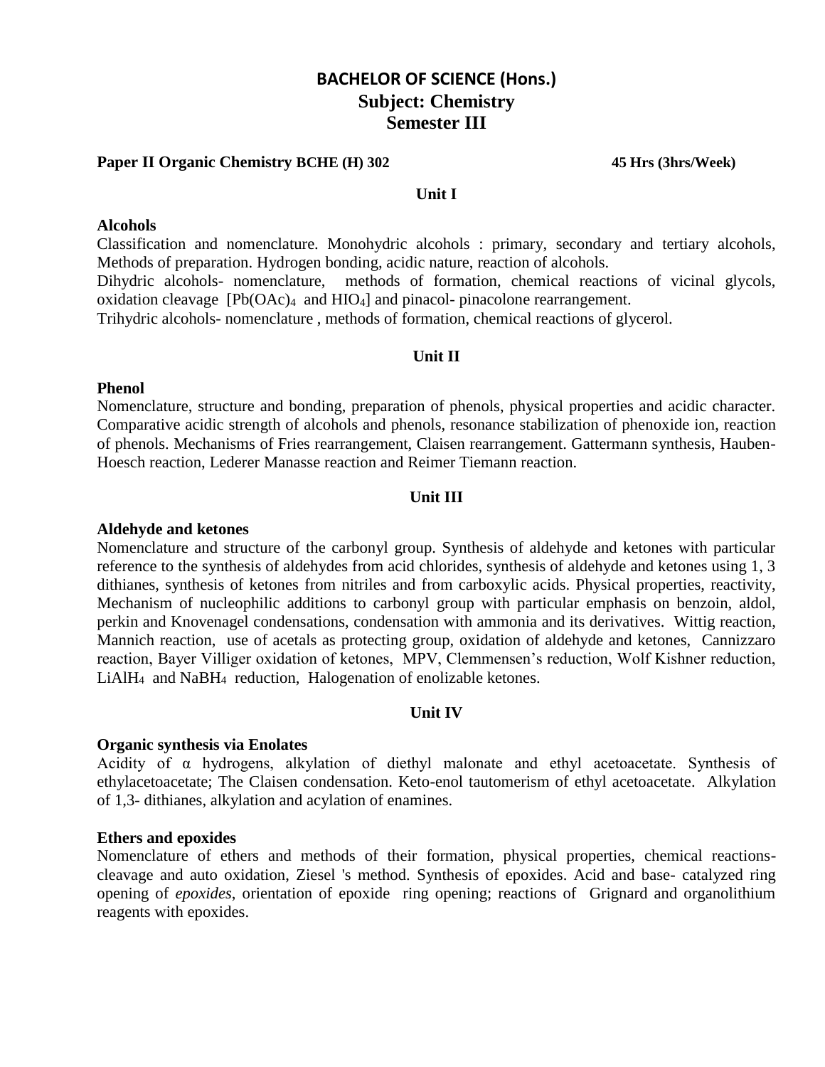# BACHELOR OF SCIENCE (Hons.)
## Subject: Chemistry
## Semester III

**Paper II Organic Chemistry BCHE (H) 302** **45 Hrs (3hrs/Week)**

### Unit I

**Alcohols**

Classification and nomenclature. Monohydric alcohols : primary, secondary and tertiary alcohols, Methods of preparation. Hydrogen bonding, acidic nature, reaction of alcohols.

Dihydric alcohols- nomenclature, methods of formation, chemical reactions of vicinal glycols, oxidation cleavage [$Pb(OAc)_4$ and $HIO_4$] and pinacol- pinacolone rearrangement.

Trihydric alcohols- nomenclature , methods of formation, chemical reactions of glycerol.

### Unit II

**Phenol**

Nomenclature, structure and bonding, preparation of phenols, physical properties and acidic character. Comparative acidic strength of alcohols and phenols, resonance stabilization of phenoxide ion, reaction of phenols. Mechanisms of Fries rearrangement, Claisen rearrangement. Gattermann synthesis, Hauben-Hoesch reaction, Lederer Manasse reaction and Reimer Tiemann reaction.

### Unit III

**Aldehyde and ketones**

Nomenclature and structure of the carbonyl group. Synthesis of aldehyde and ketones with particular reference to the synthesis of aldehydes from acid chlorides, synthesis of aldehyde and ketones using 1, 3 dithianes, synthesis of ketones from nitriles and from carboxylic acids. Physical properties, reactivity, Mechanism of nucleophilic additions to carbonyl group with particular emphasis on benzoin, aldol, perkin and Knovenagel condensations, condensation with ammonia and its derivatives. Wittig reaction, Mannich reaction, use of acetals as protecting group, oxidation of aldehyde and ketones, Cannizzaro reaction, Bayer Villiger oxidation of ketones, MPV, Clemmensen's reduction, Wolf Kishner reduction, $LiAlH_4$ and $NaBH_4$ reduction, Halogenation of enolizable ketones.

### Unit IV

**Organic synthesis via Enolates**

Acidity of α hydrogens, alkylation of diethyl malonate and ethyl acetoacetate. Synthesis of ethylacetoacetate; The Claisen condensation. Keto-enol tautomerism of ethyl acetoacetate. Alkylation of 1,3- dithianes, alkylation and acylation of enamines.

**Ethers and epoxides**

Nomenclature of ethers and methods of their formation, physical properties, chemical reactions-cleavage and auto oxidation, Ziesel 's method. Synthesis of epoxides. Acid and base- catalyzed ring opening of *epoxides*, orientation of epoxide ring opening; reactions of Grignard and organolithium reagents with epoxides.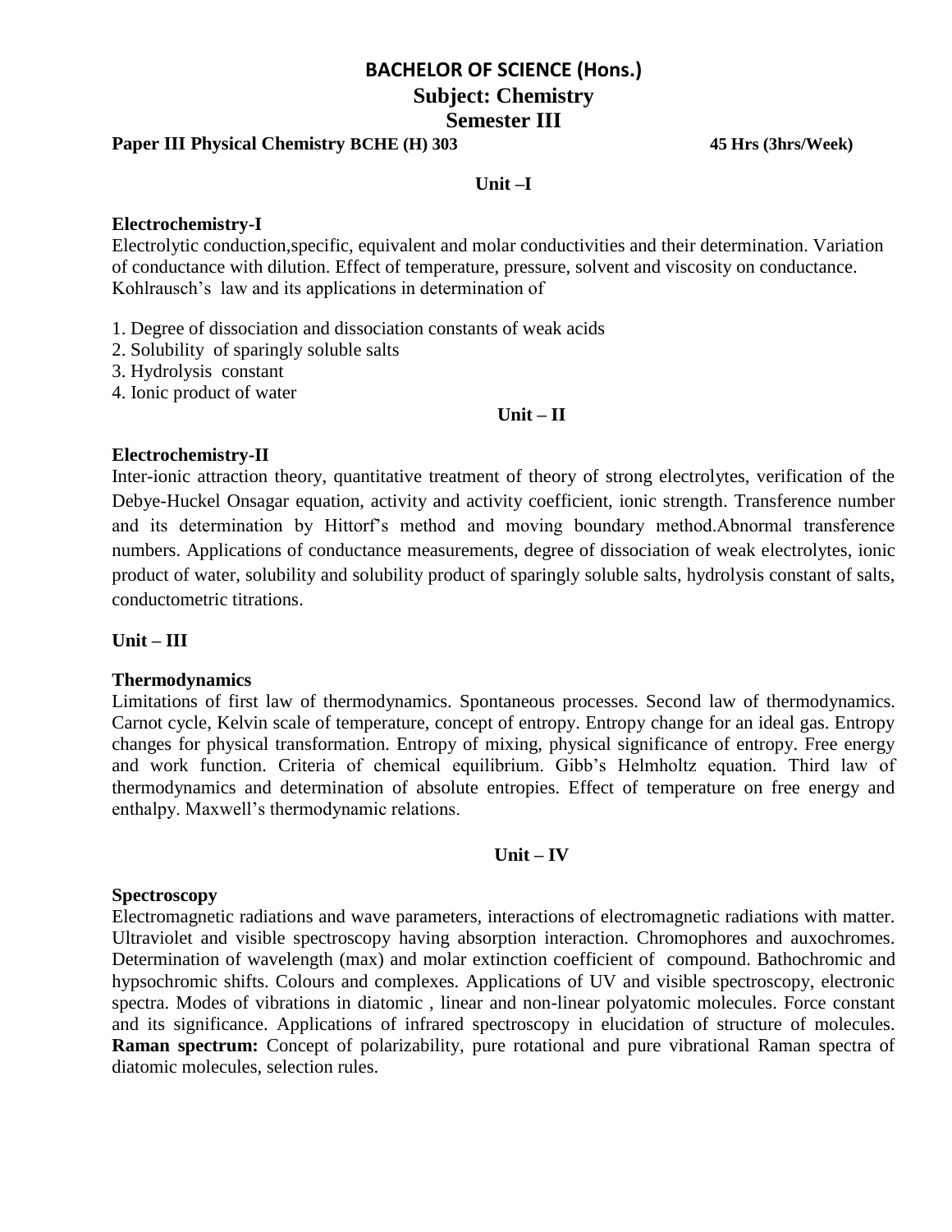# BACHELOR OF SCIENCE (Hons.)
## Subject: Chemistry
## Semester III

**Paper III Physical Chemistry BCHE (H) 303** **45 Hrs (3hrs/Week)**

**Unit –I**

**Electrochemistry-I**

Electrolytic conduction,specific, equivalent and molar conductivities and their determination. Variation of conductance with dilution. Effect of temperature, pressure, solvent and viscosity on conductance. Kohlrausch's law and its applications in determination of

1. Degree of dissociation and dissociation constants of weak acids
2. Solubility of sparingly soluble salts
3. Hydrolysis constant
4. Ionic product of water

**Unit – II**

**Electrochemistry-II**

Inter-ionic attraction theory, quantitative treatment of theory of strong electrolytes, verification of the Debye-Huckel Onsagar equation, activity and activity coefficient, ionic strength. Transference number and its determination by Hittorf's method and moving boundary method.Abnormal transference numbers. Applications of conductance measurements, degree of dissociation of weak electrolytes, ionic product of water, solubility and solubility product of sparingly soluble salts, hydrolysis constant of salts, conductometric titrations.

**Unit – III**

**Thermodynamics**

Limitations of first law of thermodynamics. Spontaneous processes. Second law of thermodynamics. Carnot cycle, Kelvin scale of temperature, concept of entropy. Entropy change for an ideal gas. Entropy changes for physical transformation. Entropy of mixing, physical significance of entropy. Free energy and work function. Criteria of chemical equilibrium. Gibb's Helmholtz equation. Third law of thermodynamics and determination of absolute entropies. Effect of temperature on free energy and enthalpy. Maxwell's thermodynamic relations.

**Unit – IV**

**Spectroscopy**

Electromagnetic radiations and wave parameters, interactions of electromagnetic radiations with matter. Ultraviolet and visible spectroscopy having absorption interaction. Chromophores and auxochromes. Determination of wavelength (max) and molar extinction coefficient of compound. Bathochromic and hypsochromic shifts. Colours and complexes. Applications of UV and visible spectroscopy, electronic spectra. Modes of vibrations in diatomic , linear and non-linear polyatomic molecules. Force constant and its significance. Applications of infrared spectroscopy in elucidation of structure of molecules. **Raman spectrum:** Concept of polarizability, pure rotational and pure vibrational Raman spectra of diatomic molecules, selection rules.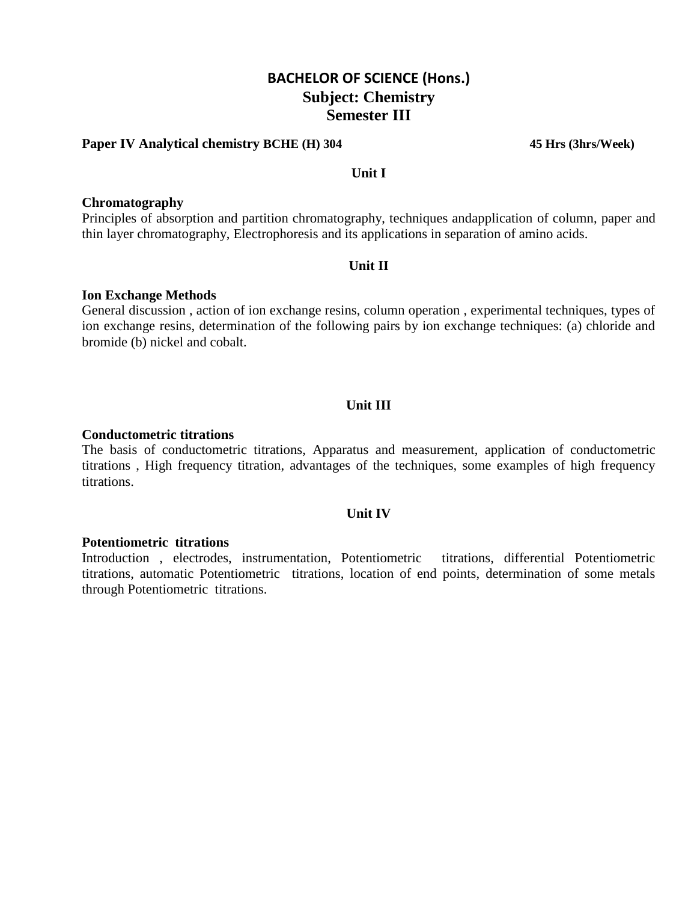# BACHELOR OF SCIENCE (Hons.)
## Subject: Chemistry
## Semester III

**Paper IV Analytical chemistry BCHE (H) 304** **45 Hrs (3hrs/Week)**

### Unit I

**Chromatography**

Principles of absorption and partition chromatography, techniques andapplication of column, paper and thin layer chromatography, Electrophoresis and its applications in separation of amino acids.

### Unit II

**Ion Exchange Methods**

General discussion , action of ion exchange resins, column operation , experimental techniques, types of ion exchange resins, determination of the following pairs by ion exchange techniques: (a) chloride and bromide (b) nickel and cobalt.

### Unit III

**Conductometric titrations**

The basis of conductometric titrations, Apparatus and measurement, application of conductometric titrations , High frequency titration, advantages of the techniques, some examples of high frequency titrations.

### Unit IV

**Potentiometric titrations**

Introduction , electrodes, instrumentation, Potentiometric titrations, differential Potentiometric titrations, automatic Potentiometric titrations, location of end points, determination of some metals through Potentiometric titrations.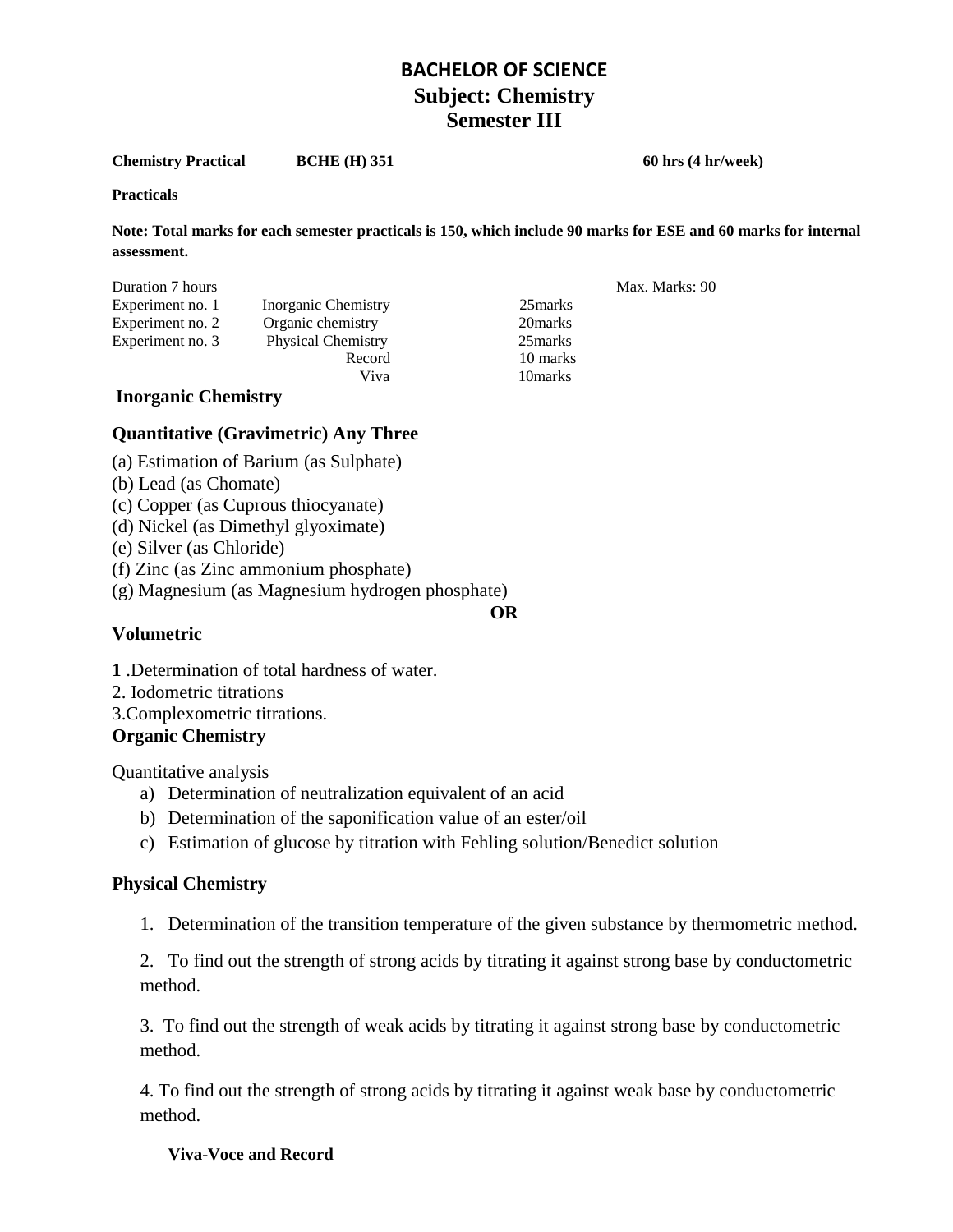# BACHELOR OF SCIENCE
## Subject: Chemistry
## Semester III

**Chemistry Practical** **BCHE (H) 351** **60 hrs (4 hr/week)**

**Practicals**

**Note: Total marks for each semester practicals is 150, which include 90 marks for ESE and 60 marks for internal assessment.**

Duration 7 hours — Max. Marks: 90

| | | |
|---|---|---|
| Experiment no. 1 | Inorganic Chemistry | 25marks |
| Experiment no. 2 | Organic chemistry | 20marks |
| Experiment no. 3 | Physical Chemistry | 25marks |
| | Record | 10 marks |
| | Viva | 10marks |

**Inorganic Chemistry**

### Quantitative (Gravimetric) Any Three

(a) Estimation of Barium (as Sulphate)
(b) Lead (as Chomate)
(c) Copper (as Cuprous thiocyanate)
(d) Nickel (as Dimethyl glyoximate)
(e) Silver (as Chloride)
(f) Zinc (as Zinc ammonium phosphate)
(g) Magnesium (as Magnesium hydrogen phosphate)

**OR**

### Volumetric

**1** .Determination of total hardness of water.
2. Iodometric titrations
3.Complexometric titrations.

### Organic Chemistry

Quantitative analysis

a) Determination of neutralization equivalent of an acid
b) Determination of the saponification value of an ester/oil
c) Estimation of glucose by titration with Fehling solution/Benedict solution

### Physical Chemistry

1. Determination of the transition temperature of the given substance by thermometric method.
2. To find out the strength of strong acids by titrating it against strong base by conductometric method.
3. To find out the strength of weak acids by titrating it against strong base by conductometric method.
4. To find out the strength of strong acids by titrating it against weak base by conductometric method.

**Viva-Voce and Record**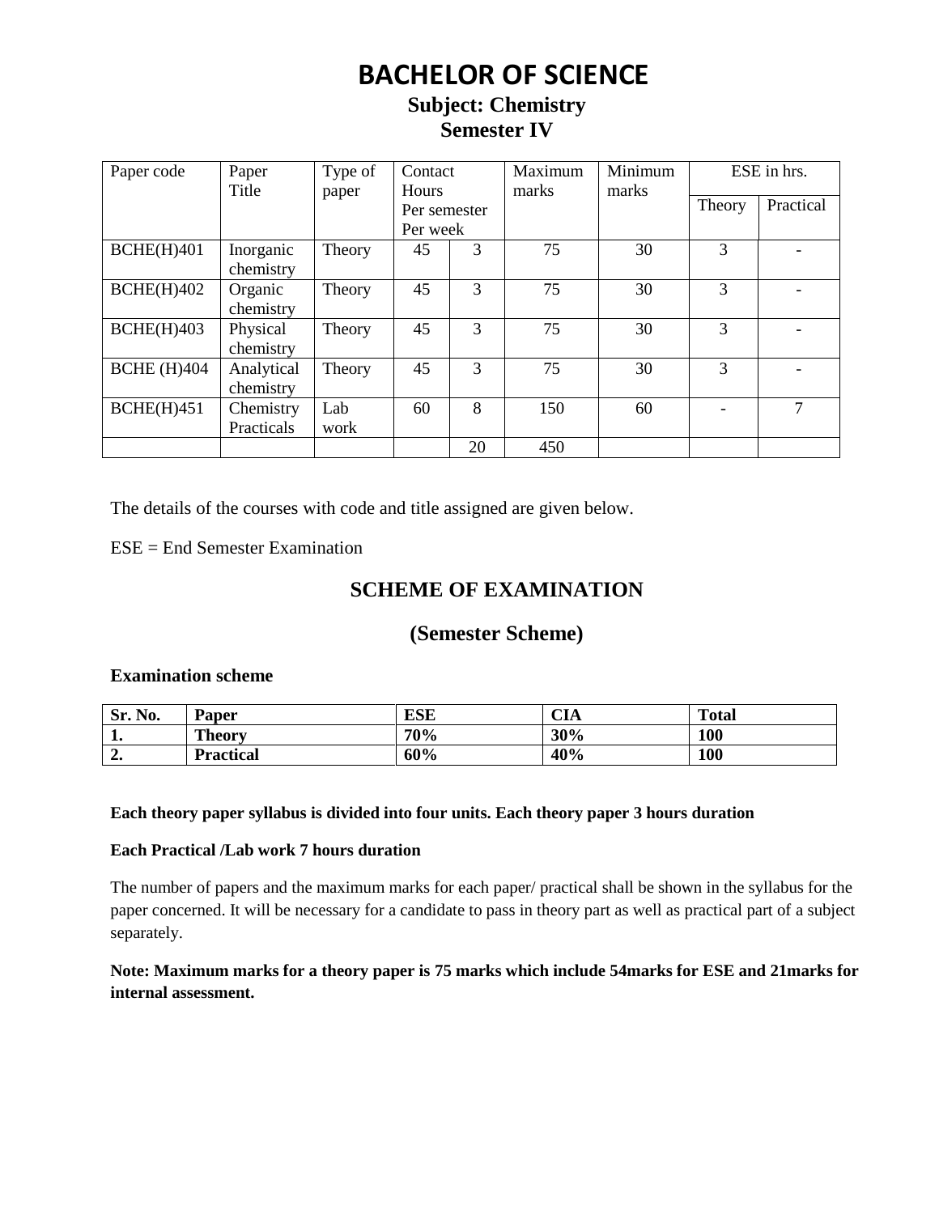# BACHELOR OF SCIENCE

## Subject: Chemistry

## Semester IV

| Paper code | Paper Title | Type of paper | Contact Hours Per semester Per week | | Maximum marks | Minimum marks | ESE in hrs. | |
|---|---|---|---|---|---|---|---|---|
| | | | | | | | Theory | Practical |
| BCHE(H)401 | Inorganic chemistry | Theory | 45 | 3 | 75 | 30 | 3 | - |
| BCHE(H)402 | Organic chemistry | Theory | 45 | 3 | 75 | 30 | 3 | - |
| BCHE(H)403 | Physical chemistry | Theory | 45 | 3 | 75 | 30 | 3 | - |
| BCHE (H)404 | Analytical chemistry | Theory | 45 | 3 | 75 | 30 | 3 | - |
| BCHE(H)451 | Chemistry Practicals | Lab work | 60 | 8 | 150 | 60 | - | 7 |
| | | | | 20 | 450 | | | |

The details of the courses with code and title assigned are given below.

ESE = End Semester Examination

## SCHEME OF EXAMINATION

## (Semester Scheme)

**Examination scheme**

| Sr. No. | Paper | ESE | CIA | Total |
|---|---|---|---|---|
| **1.** | **Theory** | **70%** | **30%** | **100** |
| **2.** | **Practical** | **60%** | **40%** | **100** |

**Each theory paper syllabus is divided into four units. Each theory paper 3 hours duration**

**Each Practical /Lab work 7 hours duration**

The number of papers and the maximum marks for each paper/ practical shall be shown in the syllabus for the paper concerned. It will be necessary for a candidate to pass in theory part as well as practical part of a subject separately.

**Note: Maximum marks for a theory paper is 75 marks which include 54marks for ESE and 21marks for internal assessment.**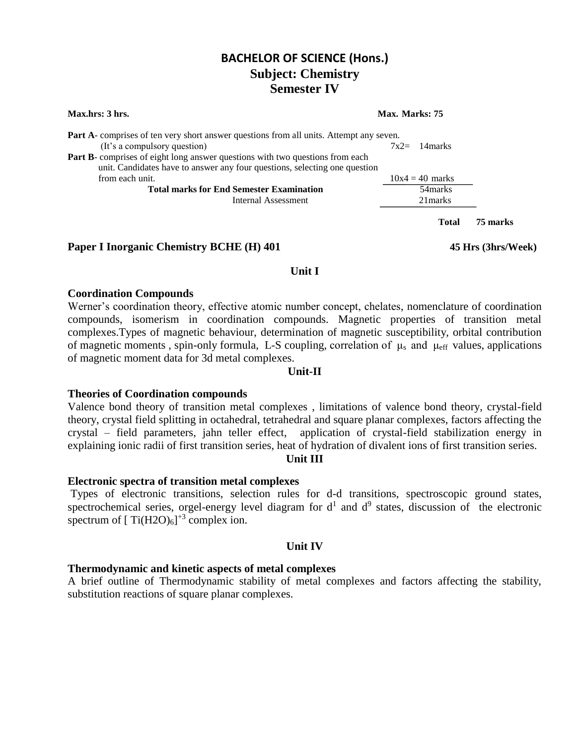# BACHELOR OF SCIENCE (Hons.)

## Subject: Chemistry

## Semester IV

**Max.hrs: 3 hrs.** **Max. Marks: 75**

**Part A**- comprises of ten very short answer questions from all units. Attempt any seven. (It's a compulsory question) 7x2= 14marks

**Part B**- comprises of eight long answer questions with two questions from each unit. Candidates have to answer any four questions, selecting one question from each unit. 10x4 = 40 marks

| | |
|---|---|
| **Total marks for End Semester Examination** | 54marks |
| Internal Assessment | 21marks |
| **Total** | **75 marks** |

### Paper I Inorganic Chemistry BCHE (H) 401 — 45 Hrs (3hrs/Week)

#### Unit I

**Coordination Compounds**

Werner's coordination theory, effective atomic number concept, chelates, nomenclature of coordination compounds, isomerism in coordination compounds. Magnetic properties of transition metal complexes.Types of magnetic behaviour, determination of magnetic susceptibility, orbital contribution of magnetic moments , spin-only formula, L-S coupling, correlation of $\mu_s$ and $\mu_{eff}$ values, applications of magnetic moment data for 3d metal complexes.

#### Unit-II

**Theories of Coordination compounds**

Valence bond theory of transition metal complexes , limitations of valence bond theory, crystal-field theory, crystal field splitting in octahedral, tetrahedral and square planar complexes, factors affecting the crystal – field parameters, jahn teller effect, application of crystal-field stabilization energy in explaining ionic radii of first transition series, heat of hydration of divalent ions of first transition series.

#### Unit III

**Electronic spectra of transition metal complexes**

Types of electronic transitions, selection rules for d-d transitions, spectroscopic ground states, spectrochemical series, orgel-energy level diagram for $d^1$ and $d^9$ states, discussion of the electronic spectrum of $[\ Ti(H2O)_6]^{+3}$ complex ion.

#### Unit IV

**Thermodynamic and kinetic aspects of metal complexes**

A brief outline of Thermodynamic stability of metal complexes and factors affecting the stability, substitution reactions of square planar complexes.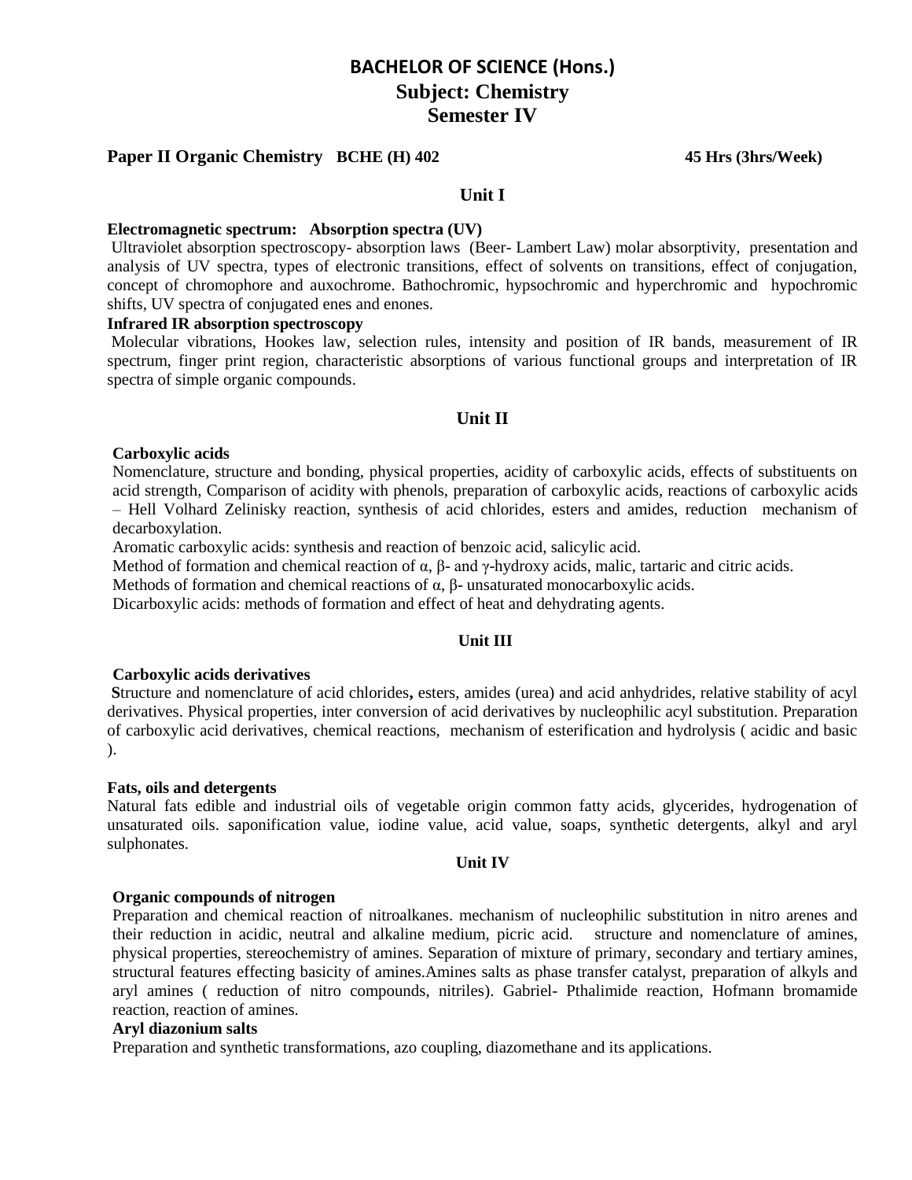# BACHELOR OF SCIENCE (Hons.)

## Subject: Chemistry

## Semester IV

**Paper II Organic Chemistry BCHE (H) 402** **45 Hrs (3hrs/Week)**

### Unit I

**Electromagnetic spectrum: Absorption spectra (UV)**

Ultraviolet absorption spectroscopy- absorption laws (Beer- Lambert Law) molar absorptivity, presentation and analysis of UV spectra, types of electronic transitions, effect of solvents on transitions, effect of conjugation, concept of chromophore and auxochrome. Bathochromic, hypsochromic and hyperchromic and hypochromic shifts, UV spectra of conjugated enes and enones.

**Infrared IR absorption spectroscopy**

Molecular vibrations, Hookes law, selection rules, intensity and position of IR bands, measurement of IR spectrum, finger print region, characteristic absorptions of various functional groups and interpretation of IR spectra of simple organic compounds.

### Unit II

**Carboxylic acids**

Nomenclature, structure and bonding, physical properties, acidity of carboxylic acids, effects of substituents on acid strength, Comparison of acidity with phenols, preparation of carboxylic acids, reactions of carboxylic acids – Hell Volhard Zelinisky reaction, synthesis of acid chlorides, esters and amides, reduction mechanism of decarboxylation.

Aromatic carboxylic acids: synthesis and reaction of benzoic acid, salicylic acid.

Method of formation and chemical reaction of α, β- and γ-hydroxy acids, malic, tartaric and citric acids.

Methods of formation and chemical reactions of α, β- unsaturated monocarboxylic acids.

Dicarboxylic acids: methods of formation and effect of heat and dehydrating agents.

### Unit III

**Carboxylic acids derivatives**

Structure and nomenclature of acid chlorides**,** esters, amides (urea) and acid anhydrides, relative stability of acyl derivatives. Physical properties, inter conversion of acid derivatives by nucleophilic acyl substitution. Preparation of carboxylic acid derivatives, chemical reactions, mechanism of esterification and hydrolysis ( acidic and basic ).

**Fats, oils and detergents**

Natural fats edible and industrial oils of vegetable origin common fatty acids, glycerides, hydrogenation of unsaturated oils. saponification value, iodine value, acid value, soaps, synthetic detergents, alkyl and aryl sulphonates.

### Unit IV

**Organic compounds of nitrogen**

Preparation and chemical reaction of nitroalkanes. mechanism of nucleophilic substitution in nitro arenes and their reduction in acidic, neutral and alkaline medium, picric acid. structure and nomenclature of amines, physical properties, stereochemistry of amines. Separation of mixture of primary, secondary and tertiary amines, structural features effecting basicity of amines.Amines salts as phase transfer catalyst, preparation of alkyls and aryl amines ( reduction of nitro compounds, nitriles). Gabriel- Pthalimide reaction, Hofmann bromamide reaction, reaction of amines.

**Aryl diazonium salts**

Preparation and synthetic transformations, azo coupling, diazomethane and its applications.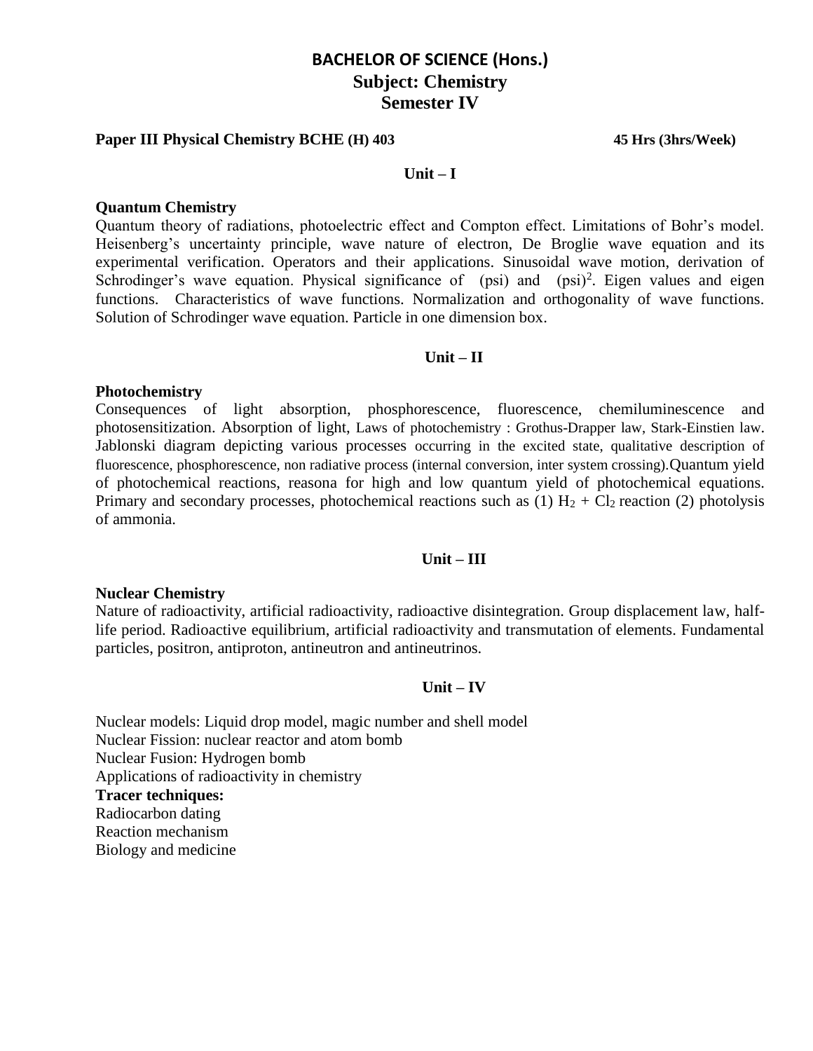# BACHELOR OF SCIENCE (Hons.)

## Subject: Chemistry

## Semester IV

**Paper III Physical Chemistry BCHE (H) 403** **45 Hrs (3hrs/Week)**

### Unit – I

**Quantum Chemistry**

Quantum theory of radiations, photoelectric effect and Compton effect. Limitations of Bohr's model. Heisenberg's uncertainty principle, wave nature of electron, De Broglie wave equation and its experimental verification. Operators and their applications. Sinusoidal wave motion, derivation of Schrodinger's wave equation. Physical significance of (psi) and $(psi)^2$. Eigen values and eigen functions. Characteristics of wave functions. Normalization and orthogonality of wave functions. Solution of Schrodinger wave equation. Particle in one dimension box.

### Unit – II

**Photochemistry**

Consequences of light absorption, phosphorescence, fluorescence, chemiluminescence and photosensitization. Absorption of light, Laws of photochemistry : Grothus-Drapper law, Stark-Einstien law. Jablonski diagram depicting various processes occurring in the excited state, qualitative description of fluorescence, phosphorescence, non radiative process (internal conversion, inter system crossing).Quantum yield of photochemical reactions, reasona for high and low quantum yield of photochemical equations. Primary and secondary processes, photochemical reactions such as (1) $H_2 + Cl_2$ reaction (2) photolysis of ammonia.

### Unit – III

**Nuclear Chemistry**

Nature of radioactivity, artificial radioactivity, radioactive disintegration. Group displacement law, half-life period. Radioactive equilibrium, artificial radioactivity and transmutation of elements. Fundamental particles, positron, antiproton, antineutron and antineutrinos.

### Unit – IV

Nuclear models: Liquid drop model, magic number and shell model
Nuclear Fission: nuclear reactor and atom bomb
Nuclear Fusion: Hydrogen bomb
Applications of radioactivity in chemistry

**Tracer techniques:**

Radiocarbon dating
Reaction mechanism
Biology and medicine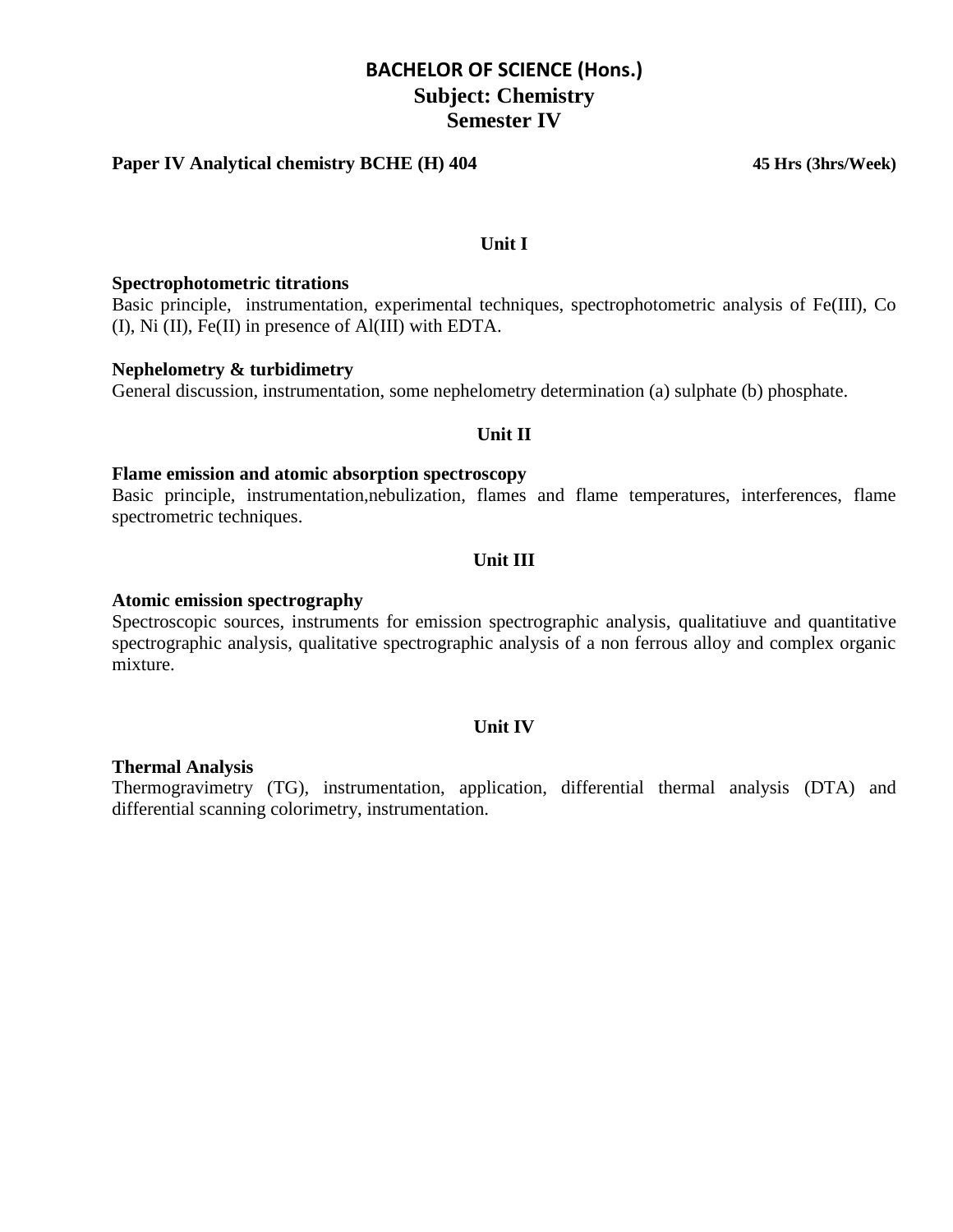# BACHELOR OF SCIENCE (Hons.)

## Subject: Chemistry

## Semester IV

**Paper IV Analytical chemistry BCHE (H) 404** **45 Hrs (3hrs/Week)**

### Unit I

**Spectrophotometric titrations**

Basic principle, instrumentation, experimental techniques, spectrophotometric analysis of Fe(III), Co (I), Ni (II), Fe(II) in presence of Al(III) with EDTA.

**Nephelometry & turbidimetry**

General discussion, instrumentation, some nephelometry determination (a) sulphate (b) phosphate.

### Unit II

**Flame emission and atomic absorption spectroscopy**

Basic principle, instrumentation,nebulization, flames and flame temperatures, interferences, flame spectrometric techniques.

### Unit III

**Atomic emission spectrography**

Spectroscopic sources, instruments for emission spectrographic analysis, qualitatiuve and quantitative spectrographic analysis, qualitative spectrographic analysis of a non ferrous alloy and complex organic mixture.

### Unit IV

**Thermal Analysis**

Thermogravimetry (TG), instrumentation, application, differential thermal analysis (DTA) and differential scanning colorimetry, instrumentation.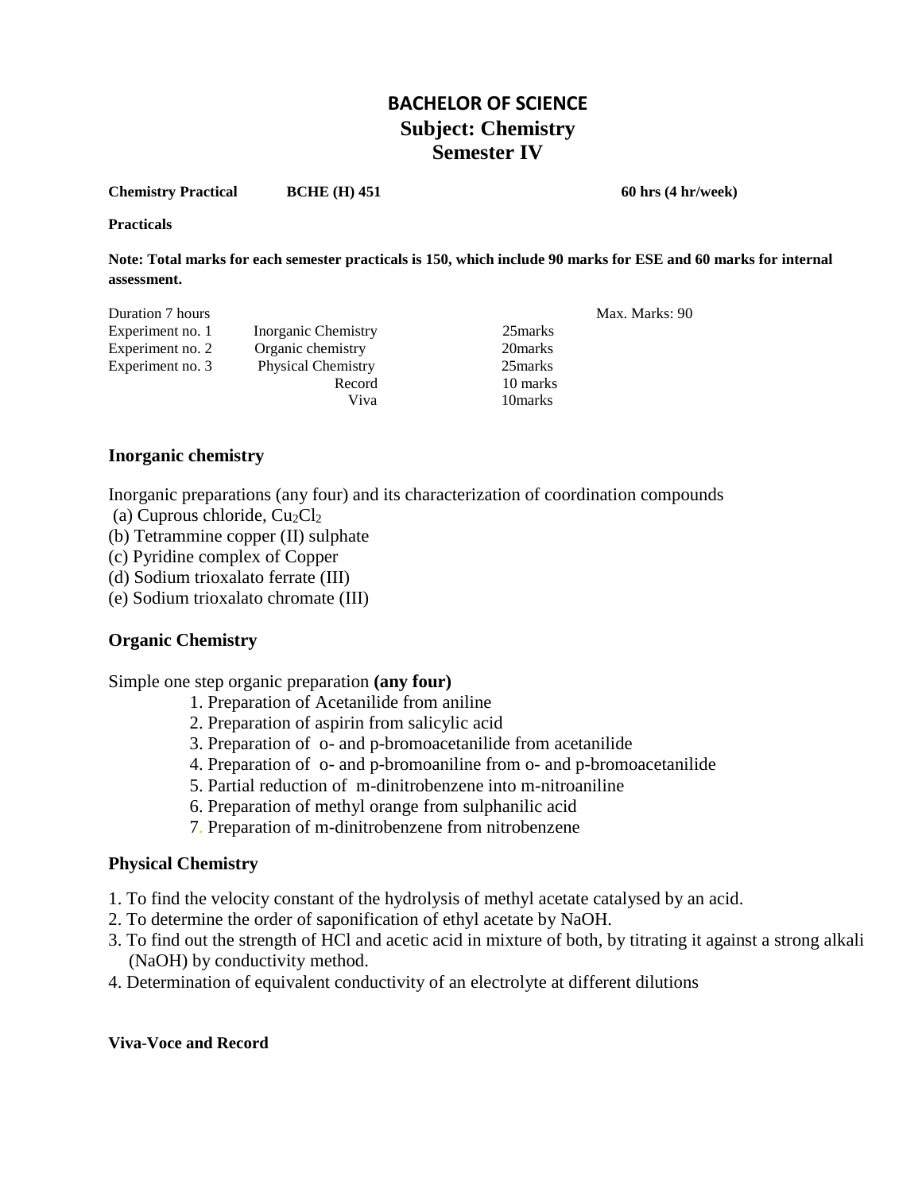# BACHELOR OF SCIENCE
## Subject: Chemistry
## Semester IV

**Chemistry Practical** **BCHE (H) 451** **60 hrs (4 hr/week)**

**Practicals**

**Note: Total marks for each semester practicals is 150, which include 90 marks for ESE and 60 marks for internal assessment.**

| Duration 7 hours | | | Max. Marks: 90 |
|---|---|---|---|
| Experiment no. 1 | Inorganic Chemistry | 25marks | |
| Experiment no. 2 | Organic chemistry | 20marks | |
| Experiment no. 3 | Physical Chemistry | 25marks | |
| | Record | 10 marks | |
| | Viva | 10marks | |

### Inorganic chemistry

Inorganic preparations (any four) and its characterization of coordination compounds

(a) Cuprous chloride, $Cu_2Cl_2$
(b) Tetrammine copper (II) sulphate
(c) Pyridine complex of Copper
(d) Sodium trioxalato ferrate (III)
(e) Sodium trioxalato chromate (III)

### Organic Chemistry

Simple one step organic preparation **(any four)**

1. Preparation of Acetanilide from aniline
2. Preparation of aspirin from salicylic acid
3. Preparation of o- and p-bromoacetanilide from acetanilide
4. Preparation of o- and p-bromoaniline from o- and p-bromoacetanilide
5. Partial reduction of m-dinitrobenzene into m-nitroaniline
6. Preparation of methyl orange from sulphanilic acid
7. Preparation of m-dinitrobenzene from nitrobenzene

### Physical Chemistry

1. To find the velocity constant of the hydrolysis of methyl acetate catalysed by an acid.
2. To determine the order of saponification of ethyl acetate by NaOH.
3. To find out the strength of HCl and acetic acid in mixture of both, by titrating it against a strong alkali (NaOH) by conductivity method.
4. Determination of equivalent conductivity of an electrolyte at different dilutions

**Viva-Voce and Record**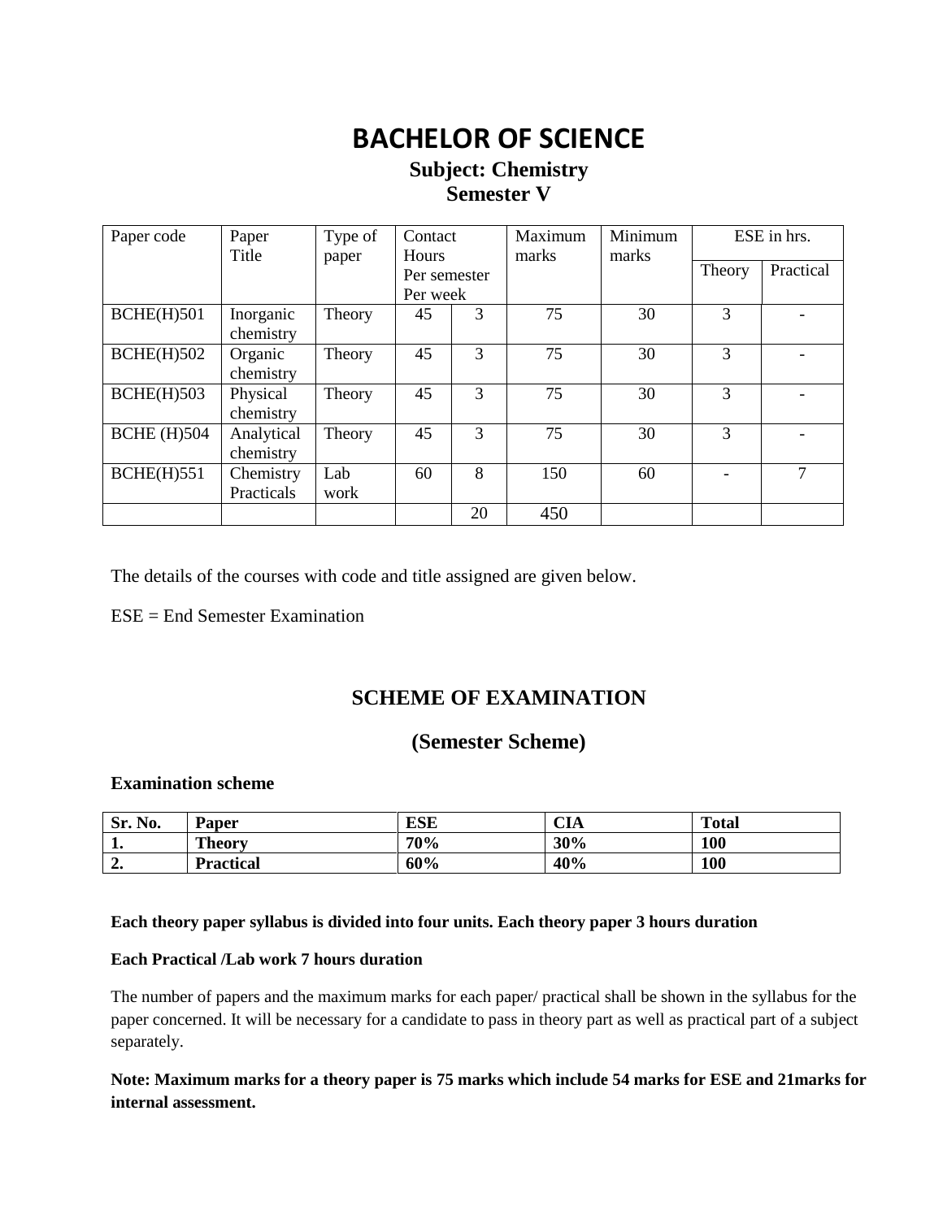# BACHELOR OF SCIENCE

## Subject: Chemistry
## Semester V

| Paper code | Paper Title | Type of paper | Contact Hours Per semester | Per week | Maximum marks | Minimum marks | ESE in hrs. | |
|---|---|---|---|---|---|---|---|---|
| | | | | | | | Theory | Practical |
| BCHE(H)501 | Inorganic chemistry | Theory | 45 | 3 | 75 | 30 | 3 | - |
| BCHE(H)502 | Organic chemistry | Theory | 45 | 3 | 75 | 30 | 3 | - |
| BCHE(H)503 | Physical chemistry | Theory | 45 | 3 | 75 | 30 | 3 | - |
| BCHE (H)504 | Analytical chemistry | Theory | 45 | 3 | 75 | 30 | 3 | - |
| BCHE(H)551 | Chemistry Practicals | Lab work | 60 | 8 | 150 | 60 | - | 7 |
| | | | | 20 | 450 | | | |

The details of the courses with code and title assigned are given below.

ESE = End Semester Examination

## SCHEME OF EXAMINATION

## (Semester Scheme)

**Examination scheme**

| Sr. No. | Paper | ESE | CIA | Total |
|---|---|---|---|---|
| **1.** | **Theory** | **70%** | **30%** | **100** |
| **2.** | **Practical** | **60%** | **40%** | **100** |

**Each theory paper syllabus is divided into four units. Each theory paper 3 hours duration**

**Each Practical /Lab work 7 hours duration**

The number of papers and the maximum marks for each paper/ practical shall be shown in the syllabus for the paper concerned. It will be necessary for a candidate to pass in theory part as well as practical part of a subject separately.

**Note: Maximum marks for a theory paper is 75 marks which include 54 marks for ESE and 21marks for internal assessment.**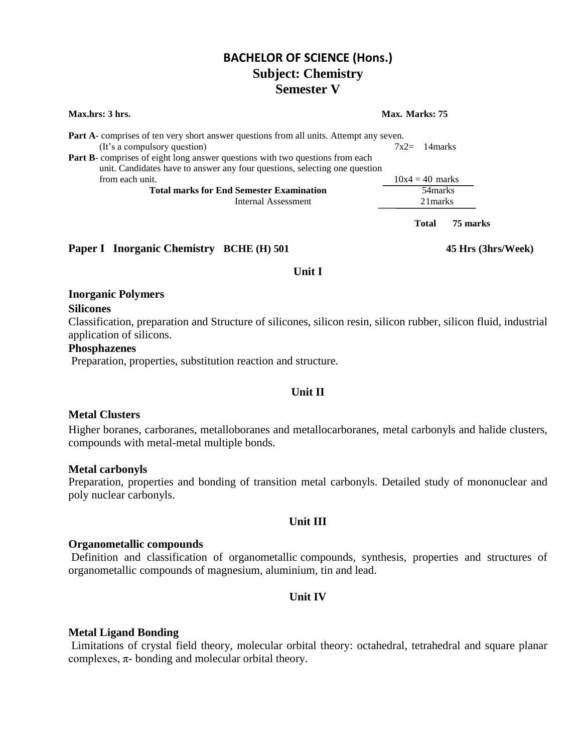# BACHELOR OF SCIENCE (Hons.)

## Subject: Chemistry

## Semester V

**Max.hrs: 3 hrs.** **Max. Marks: 75**

**Part A**- comprises of ten very short answer questions from all units. Attempt any seven. (It's a compulsory question) 7x2= 14marks

**Part B**- comprises of eight long answer questions with two questions from each unit. Candidates have to answer any four questions, selecting one question from each unit. 10x4 = 40 marks

**Total marks for End Semester Examination** 54marks

Internal Assessment 21marks

**Total 75 marks**

### Paper I Inorganic Chemistry BCHE (H) 501 45 Hrs (3hrs/Week)

**Unit I**

**Inorganic Polymers**

**Silicones**

Classification, preparation and Structure of silicones, silicon resin, silicon rubber, silicon fluid, industrial application of silicons.

**Phosphazenes**

Preparation, properties, substitution reaction and structure.

**Unit II**

**Metal Clusters**

Higher boranes, carboranes, metalloboranes and metallocarboranes, metal carbonyls and halide clusters, compounds with metal-metal multiple bonds.

**Metal carbonyls**

Preparation, properties and bonding of transition metal carbonyls. Detailed study of mononuclear and poly nuclear carbonyls.

**Unit III**

**Organometallic compounds**

Definition and classification of organometallic compounds, synthesis, properties and structures of organometallic compounds of magnesium, aluminium, tin and lead.

**Unit IV**

**Metal Ligand Bonding**

Limitations of crystal field theory, molecular orbital theory: octahedral, tetrahedral and square planar complexes, $\pi$- bonding and molecular orbital theory.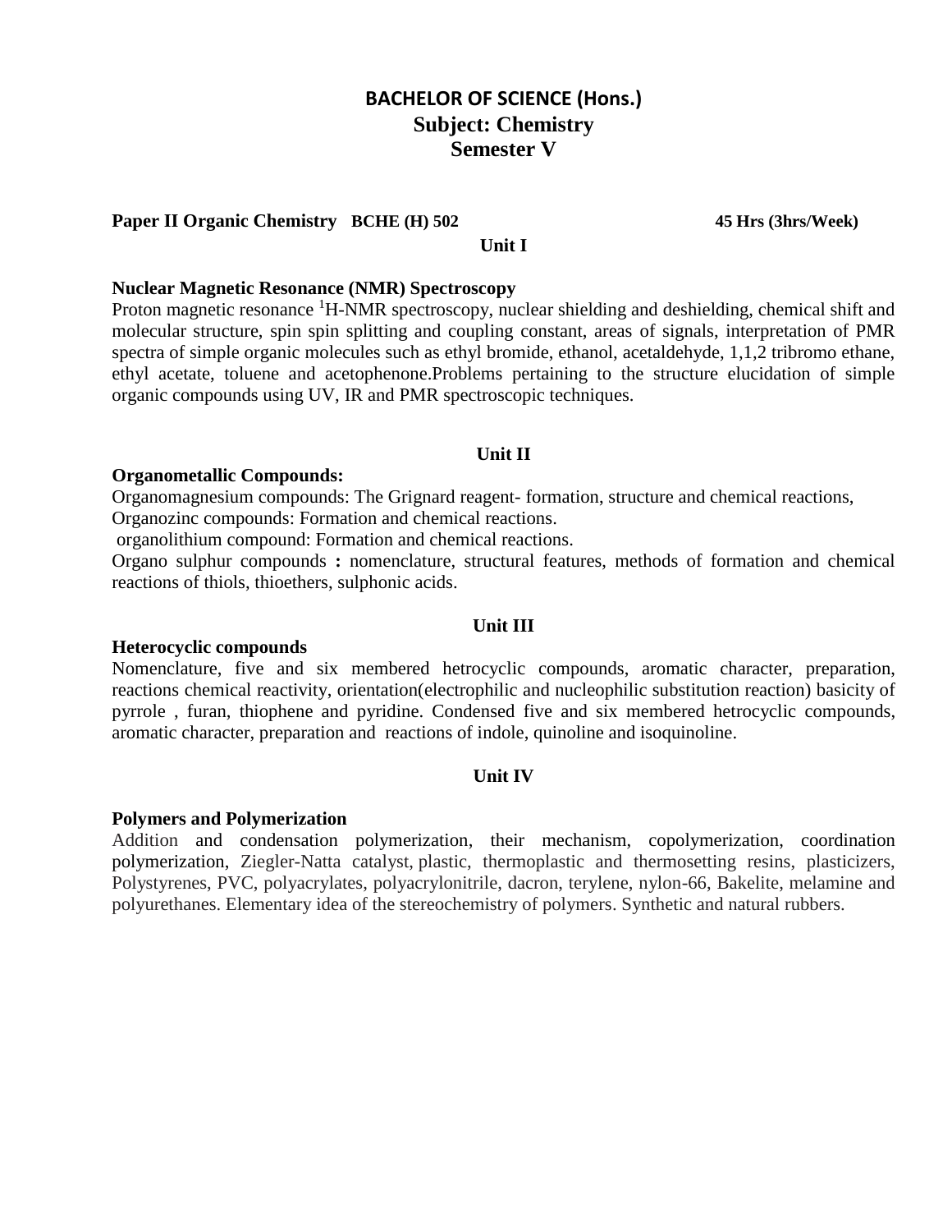# BACHELOR OF SCIENCE (Hons.)
## Subject: Chemistry
## Semester V

**Paper II Organic Chemistry BCHE (H) 502** **45 Hrs (3hrs/Week)**

**Unit I**

**Nuclear Magnetic Resonance (NMR) Spectroscopy**

Proton magnetic resonance $^{1}$H-NMR spectroscopy, nuclear shielding and deshielding, chemical shift and molecular structure, spin spin splitting and coupling constant, areas of signals, interpretation of PMR spectra of simple organic molecules such as ethyl bromide, ethanol, acetaldehyde, 1,1,2 tribromo ethane, ethyl acetate, toluene and acetophenone.Problems pertaining to the structure elucidation of simple organic compounds using UV, IR and PMR spectroscopic techniques.

**Unit II**

**Organometallic Compounds:**

Organomagnesium compounds: The Grignard reagent- formation, structure and chemical reactions,
Organozinc compounds: Formation and chemical reactions.
organolithium compound: Formation and chemical reactions.
Organo sulphur compounds **:** nomenclature, structural features, methods of formation and chemical reactions of thiols, thioethers, sulphonic acids.

**Unit III**

**Heterocyclic compounds**

Nomenclature, five and six membered hetrocyclic compounds, aromatic character, preparation, reactions chemical reactivity, orientation(electrophilic and nucleophilic substitution reaction) basicity of pyrrole , furan, thiophene and pyridine. Condensed five and six membered hetrocyclic compounds, aromatic character, preparation and reactions of indole, quinoline and isoquinoline.

**Unit IV**

**Polymers and Polymerization**

Addition and condensation polymerization, their mechanism, copolymerization, coordination polymerization, Ziegler-Natta catalyst, plastic, thermoplastic and thermosetting resins, plasticizers, Polystyrenes, PVC, polyacrylates, polyacrylonitrile, dacron, terylene, nylon-66, Bakelite, melamine and polyurethanes. Elementary idea of the stereochemistry of polymers. Synthetic and natural rubbers.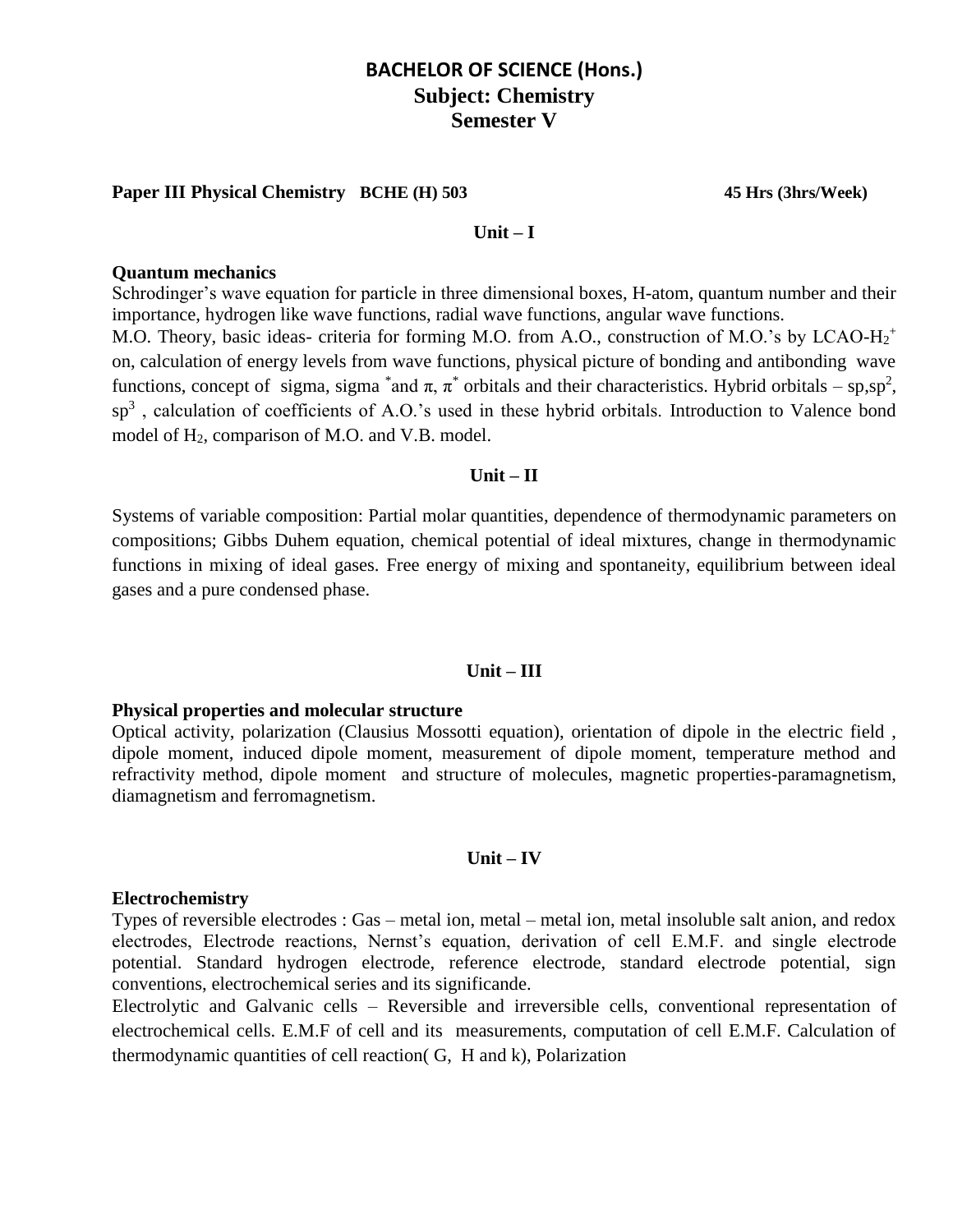# BACHELOR OF SCIENCE (Hons.)

## Subject: Chemistry

## Semester V

**Paper III Physical Chemistry BCHE (H) 503** **45 Hrs (3hrs/Week)**

### Unit – I

**Quantum mechanics**

Schrodinger's wave equation for particle in three dimensional boxes, H-atom, quantum number and their importance, hydrogen like wave functions, radial wave functions, angular wave functions.

M.O. Theory, basic ideas- criteria for forming M.O. from A.O., construction of M.O.'s by LCAO-$H_2^+$ on, calculation of energy levels from wave functions, physical picture of bonding and antibonding wave functions, concept of sigma, sigma $^*$and $\pi$, $\pi^*$ orbitals and their characteristics. Hybrid orbitals – sp,$sp^2$, $sp^3$ , calculation of coefficients of A.O.'s used in these hybrid orbitals. Introduction to Valence bond model of $H_2$, comparison of M.O. and V.B. model.

### Unit – II

Systems of variable composition: Partial molar quantities, dependence of thermodynamic parameters on compositions; Gibbs Duhem equation, chemical potential of ideal mixtures, change in thermodynamic functions in mixing of ideal gases. Free energy of mixing and spontaneity, equilibrium between ideal gases and a pure condensed phase.

### Unit – III

**Physical properties and molecular structure**

Optical activity, polarization (Clausius Mossotti equation), orientation of dipole in the electric field , dipole moment, induced dipole moment, measurement of dipole moment, temperature method and refractivity method, dipole moment and structure of molecules, magnetic properties-paramagnetism, diamagnetism and ferromagnetism.

### Unit – IV

**Electrochemistry**

Types of reversible electrodes : Gas – metal ion, metal – metal ion, metal insoluble salt anion, and redox electrodes, Electrode reactions, Nernst's equation, derivation of cell E.M.F. and single electrode potential. Standard hydrogen electrode, reference electrode, standard electrode potential, sign conventions, electrochemical series and its significande.

Electrolytic and Galvanic cells – Reversible and irreversible cells, conventional representation of electrochemical cells. E.M.F of cell and its measurements, computation of cell E.M.F. Calculation of thermodynamic quantities of cell reaction( G, H and k), Polarization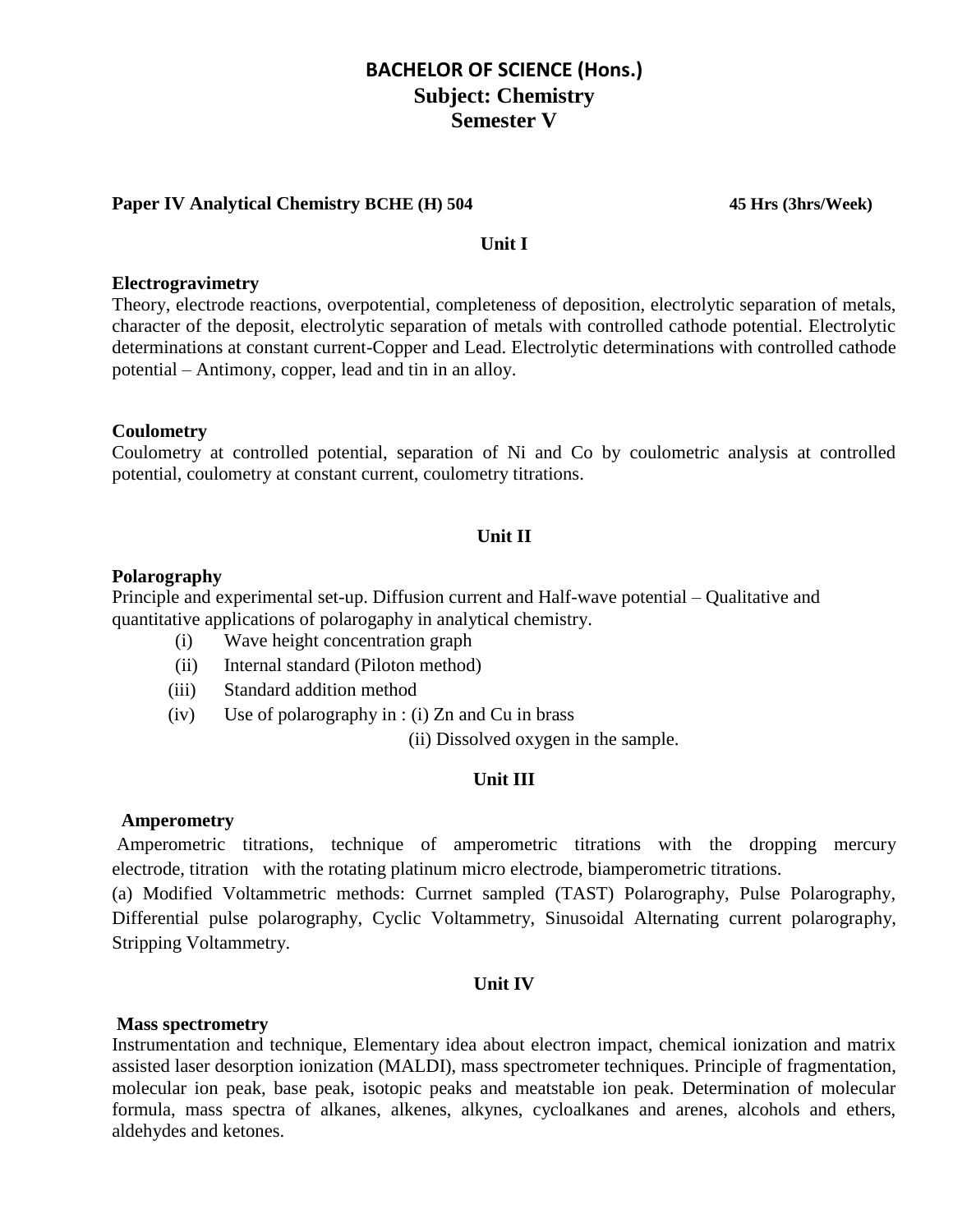# BACHELOR OF SCIENCE (Hons.)
## Subject: Chemistry
## Semester V

**Paper IV Analytical Chemistry BCHE (H) 504** **45 Hrs (3hrs/Week)**

### Unit I

**Electrogravimetry**

Theory, electrode reactions, overpotential, completeness of deposition, electrolytic separation of metals, character of the deposit, electrolytic separation of metals with controlled cathode potential. Electrolytic determinations at constant current-Copper and Lead. Electrolytic determinations with controlled cathode potential – Antimony, copper, lead and tin in an alloy.

**Coulometry**

Coulometry at controlled potential, separation of Ni and Co by coulometric analysis at controlled potential, coulometry at constant current, coulometry titrations.

### Unit II

**Polarography**

Principle and experimental set-up. Diffusion current and Half-wave potential – Qualitative and quantitative applications of polarogaphy in analytical chemistry.

(i) Wave height concentration graph
(ii) Internal standard (Piloton method)
(iii) Standard addition method
(iv) Use of polarography in : (i) Zn and Cu in brass
(ii) Dissolved oxygen in the sample.

### Unit III

**Amperometry**

Amperometric titrations, technique of amperometric titrations with the dropping mercury electrode, titration with the rotating platinum micro electrode, biamperometric titrations.

(a) Modified Voltammetric methods: Currnet sampled (TAST) Polarography, Pulse Polarography, Differential pulse polarography, Cyclic Voltammetry, Sinusoidal Alternating current polarography, Stripping Voltammetry.

### Unit IV

**Mass spectrometry**

Instrumentation and technique, Elementary idea about electron impact, chemical ionization and matrix assisted laser desorption ionization (MALDI), mass spectrometer techniques. Principle of fragmentation, molecular ion peak, base peak, isotopic peaks and meatstable ion peak. Determination of molecular formula, mass spectra of alkanes, alkenes, alkynes, cycloalkanes and arenes, alcohols and ethers, aldehydes and ketones.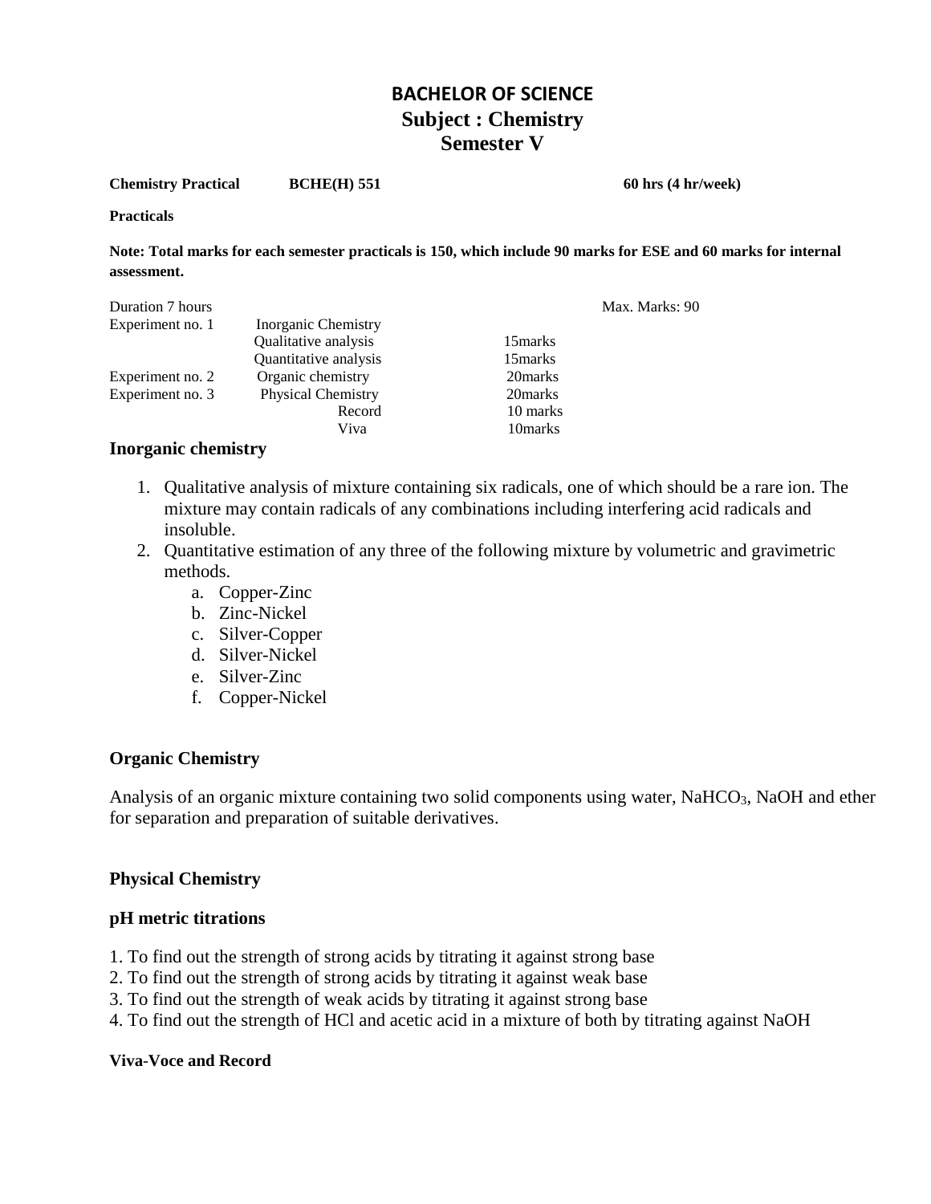# BACHELOR OF SCIENCE

## Subject : Chemistry

## Semester V

**Chemistry Practical** **BCHE(H) 551** **60 hrs (4 hr/week)**

**Practicals**

**Note: Total marks for each semester practicals is 150, which include 90 marks for ESE and 60 marks for internal assessment.**

| Duration 7 hours | | | Max. Marks: 90 |
|---|---|---|---|
| Experiment no. 1 | Inorganic Chemistry | | |
| | Qualitative analysis | 15marks | |
| | Quantitative analysis | 15marks | |
| Experiment no. 2 | Organic chemistry | 20marks | |
| Experiment no. 3 | Physical Chemistry | 20marks | |
| | Record | 10 marks | |
| | Viva | 10marks | |

### Inorganic chemistry

1. Qualitative analysis of mixture containing six radicals, one of which should be a rare ion. The mixture may contain radicals of any combinations including interfering acid radicals and insoluble.
2. Quantitative estimation of any three of the following mixture by volumetric and gravimetric methods.
   a. Copper-Zinc
   b. Zinc-Nickel
   c. Silver-Copper
   d. Silver-Nickel
   e. Silver-Zinc
   f. Copper-Nickel

### Organic Chemistry

Analysis of an organic mixture containing two solid components using water, $NaHCO_3$, NaOH and ether for separation and preparation of suitable derivatives.

### Physical Chemistry

### pH metric titrations

1. To find out the strength of strong acids by titrating it against strong base
2. To find out the strength of strong acids by titrating it against weak base
3. To find out the strength of weak acids by titrating it against strong base
4. To find out the strength of HCl and acetic acid in a mixture of both by titrating against NaOH

**Viva-Voce and Record**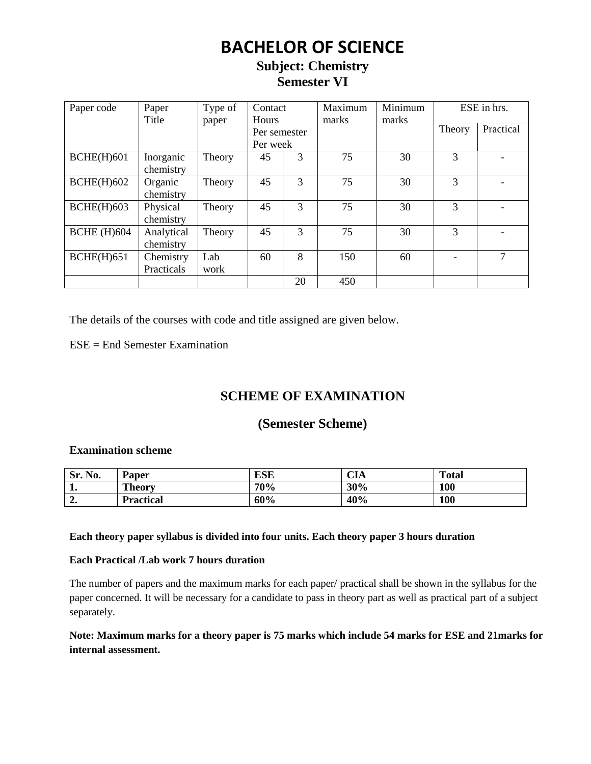# BACHELOR OF SCIENCE

## Subject: Chemistry

## Semester VI

| Paper code | Paper Title | Type of paper | Contact Hours Per semester Per week | | Maximum marks | Minimum marks | ESE in hrs. | |
|---|---|---|---|---|---|---|---|---|
| | | | | | | | Theory | Practical |
| BCHE(H)601 | Inorganic chemistry | Theory | 45 | 3 | 75 | 30 | 3 | - |
| BCHE(H)602 | Organic chemistry | Theory | 45 | 3 | 75 | 30 | 3 | - |
| BCHE(H)603 | Physical chemistry | Theory | 45 | 3 | 75 | 30 | 3 | - |
| BCHE (H)604 | Analytical chemistry | Theory | 45 | 3 | 75 | 30 | 3 | - |
| BCHE(H)651 | Chemistry Practicals | Lab work | 60 | 8 | 150 | 60 | - | 7 |
| | | | | 20 | 450 | | | |

The details of the courses with code and title assigned are given below.

ESE = End Semester Examination

## SCHEME OF EXAMINATION

## (Semester Scheme)

**Examination scheme**

| Sr. No. | Paper | ESE | CIA | Total |
|---|---|---|---|---|
| 1. | Theory | 70% | 30% | 100 |
| 2. | Practical | 60% | 40% | 100 |

**Each theory paper syllabus is divided into four units. Each theory paper 3 hours duration**

**Each Practical /Lab work 7 hours duration**

The number of papers and the maximum marks for each paper/ practical shall be shown in the syllabus for the paper concerned. It will be necessary for a candidate to pass in theory part as well as practical part of a subject separately.

**Note: Maximum marks for a theory paper is 75 marks which include 54 marks for ESE and 21marks for internal assessment.**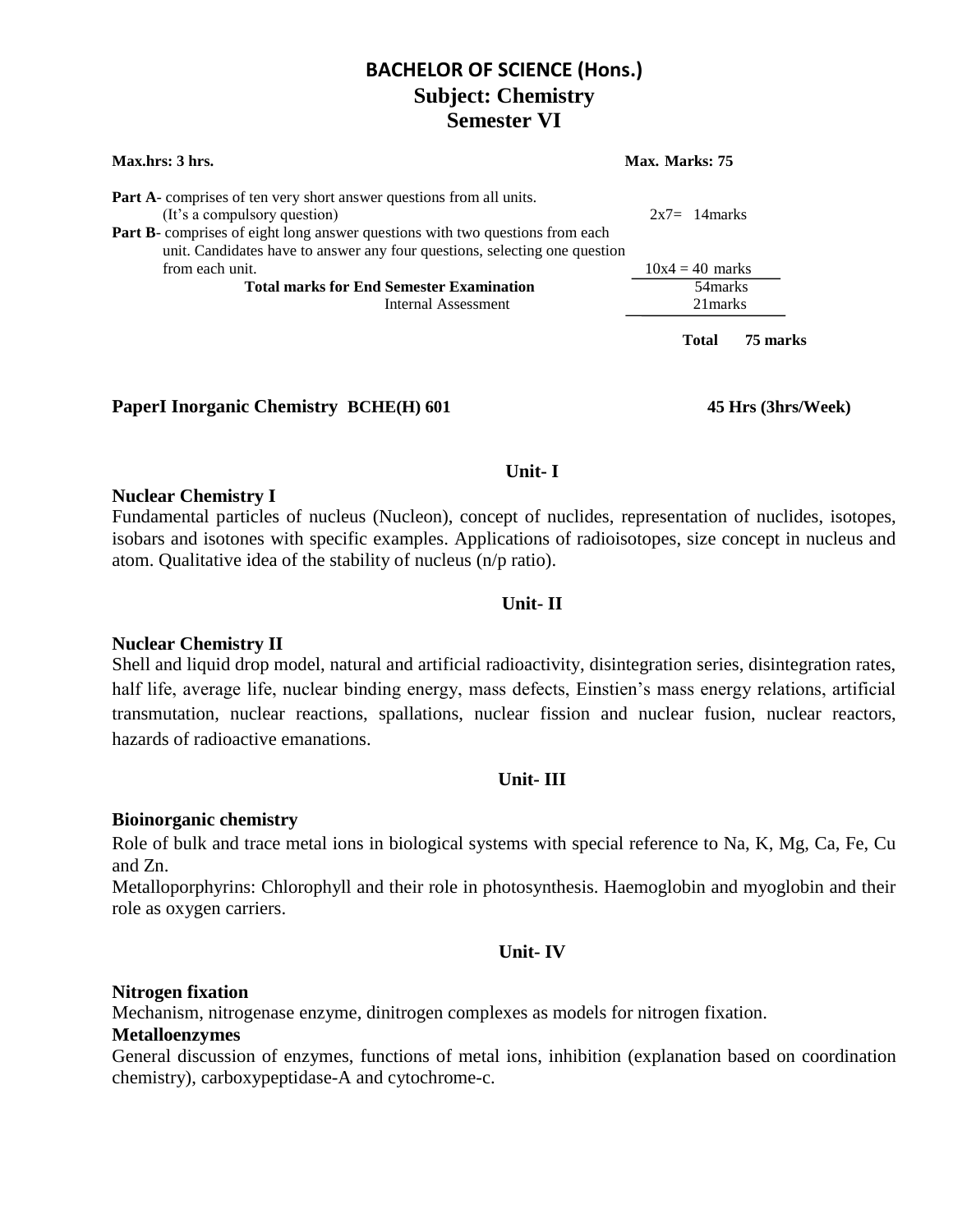# BACHELOR OF SCIENCE (Hons.)

## Subject: Chemistry

## Semester VI

**Max.hrs: 3 hrs.** **Max. Marks: 75**

| | |
|---|---|
| **Part A**- comprises of ten very short answer questions from all units. (It's a compulsory question) | 2x7= 14marks |
| **Part B**- comprises of eight long answer questions with two questions from each unit. Candidates have to answer any four questions, selecting one question from each unit. | 10x4 = 40 marks |
| **Total marks for End Semester Examination** | 54marks |
| Internal Assessment | 21marks |
| | **Total 75 marks** |

**PaperI Inorganic Chemistry BCHE(H) 601** **45 Hrs (3hrs/Week)**

### Unit- I

**Nuclear Chemistry I**

Fundamental particles of nucleus (Nucleon), concept of nuclides, representation of nuclides, isotopes, isobars and isotones with specific examples. Applications of radioisotopes, size concept in nucleus and atom. Qualitative idea of the stability of nucleus (n/p ratio).

### Unit- II

**Nuclear Chemistry II**

Shell and liquid drop model, natural and artificial radioactivity, disintegration series, disintegration rates, half life, average life, nuclear binding energy, mass defects, Einstien's mass energy relations, artificial transmutation, nuclear reactions, spallations, nuclear fission and nuclear fusion, nuclear reactors, hazards of radioactive emanations.

### Unit- III

**Bioinorganic chemistry**

Role of bulk and trace metal ions in biological systems with special reference to Na, K, Mg, Ca, Fe, Cu and Zn.

Metalloporphyrins: Chlorophyll and their role in photosynthesis. Haemoglobin and myoglobin and their role as oxygen carriers.

### Unit- IV

**Nitrogen fixation**

Mechanism, nitrogenase enzyme, dinitrogen complexes as models for nitrogen fixation.

**Metalloenzymes**

General discussion of enzymes, functions of metal ions, inhibition (explanation based on coordination chemistry), carboxypeptidase-A and cytochrome-c.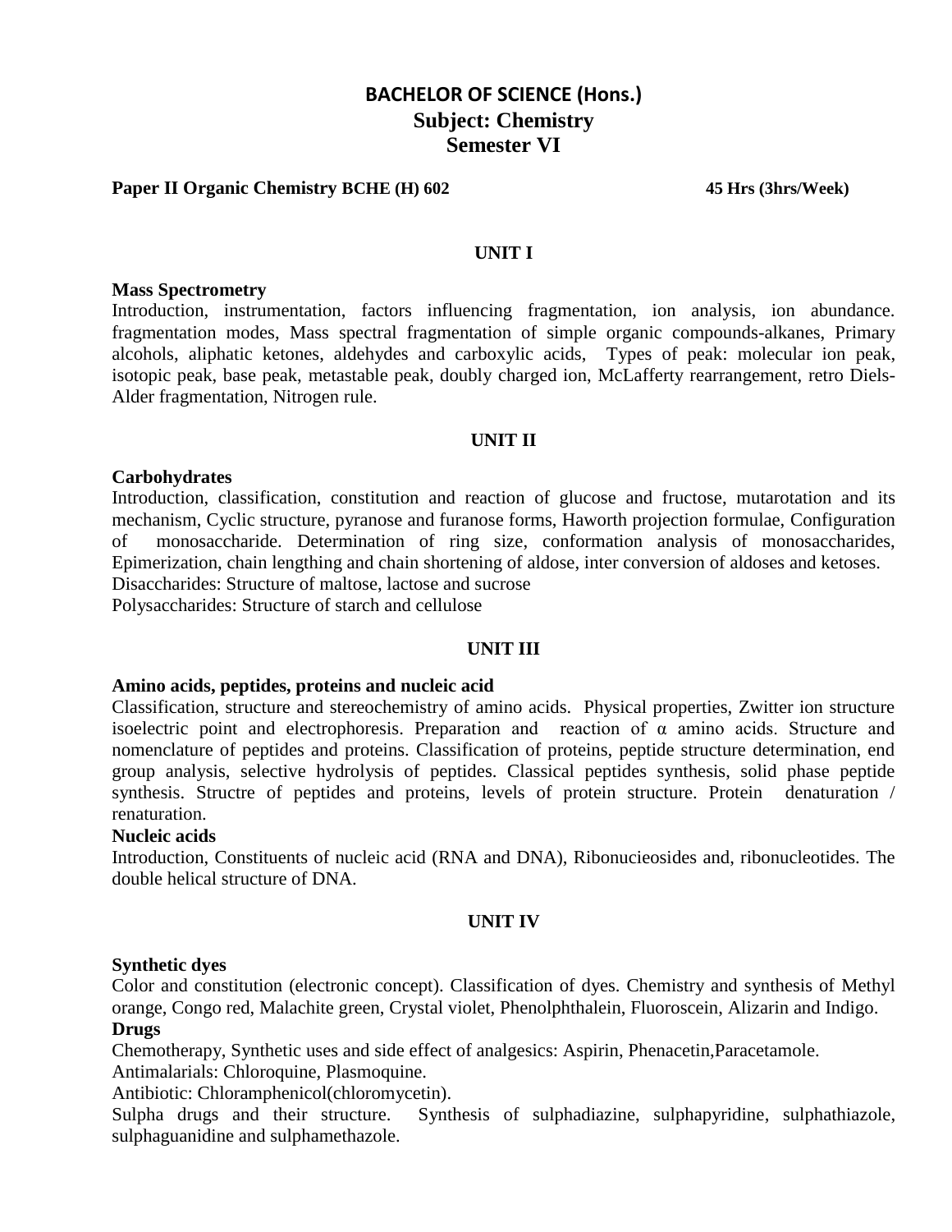# BACHELOR OF SCIENCE (Hons.)
## Subject: Chemistry
## Semester VI

**Paper II Organic Chemistry BCHE (H) 602** **45 Hrs (3hrs/Week)**

### UNIT I

**Mass Spectrometry**

Introduction, instrumentation, factors influencing fragmentation, ion analysis, ion abundance. fragmentation modes, Mass spectral fragmentation of simple organic compounds-alkanes, Primary alcohols, aliphatic ketones, aldehydes and carboxylic acids, Types of peak: molecular ion peak, isotopic peak, base peak, metastable peak, doubly charged ion, McLafferty rearrangement, retro Diels-Alder fragmentation, Nitrogen rule.

### UNIT II

**Carbohydrates**

Introduction, classification, constitution and reaction of glucose and fructose, mutarotation and its mechanism, Cyclic structure, pyranose and furanose forms, Haworth projection formulae, Configuration of monosaccharide. Determination of ring size, conformation analysis of monosaccharides, Epimerization, chain lengthing and chain shortening of aldose, inter conversion of aldoses and ketoses.

Disaccharides: Structure of maltose, lactose and sucrose

Polysaccharides: Structure of starch and cellulose

### UNIT III

**Amino acids, peptides, proteins and nucleic acid**

Classification, structure and stereochemistry of amino acids. Physical properties, Zwitter ion structure isoelectric point and electrophoresis. Preparation and reaction of α amino acids. Structure and nomenclature of peptides and proteins. Classification of proteins, peptide structure determination, end group analysis, selective hydrolysis of peptides. Classical peptides synthesis, solid phase peptide synthesis. Structre of peptides and proteins, levels of protein structure. Protein denaturation / renaturation.

**Nucleic acids**

Introduction, Constituents of nucleic acid (RNA and DNA), Ribonucieosides and, ribonucleotides. The double helical structure of DNA.

### UNIT IV

**Synthetic dyes**

Color and constitution (electronic concept). Classification of dyes. Chemistry and synthesis of Methyl orange, Congo red, Malachite green, Crystal violet, Phenolphthalein, Fluoroscein, Alizarin and Indigo.

**Drugs**

Chemotherapy, Synthetic uses and side effect of analgesics: Aspirin, Phenacetin,Paracetamole.

Antimalarials: Chloroquine, Plasmoquine.

Antibiotic: Chloramphenicol(chloromycetin).

Sulpha drugs and their structure. Synthesis of sulphadiazine, sulphapyridine, sulphathiazole, sulphaguanidine and sulphamethazole.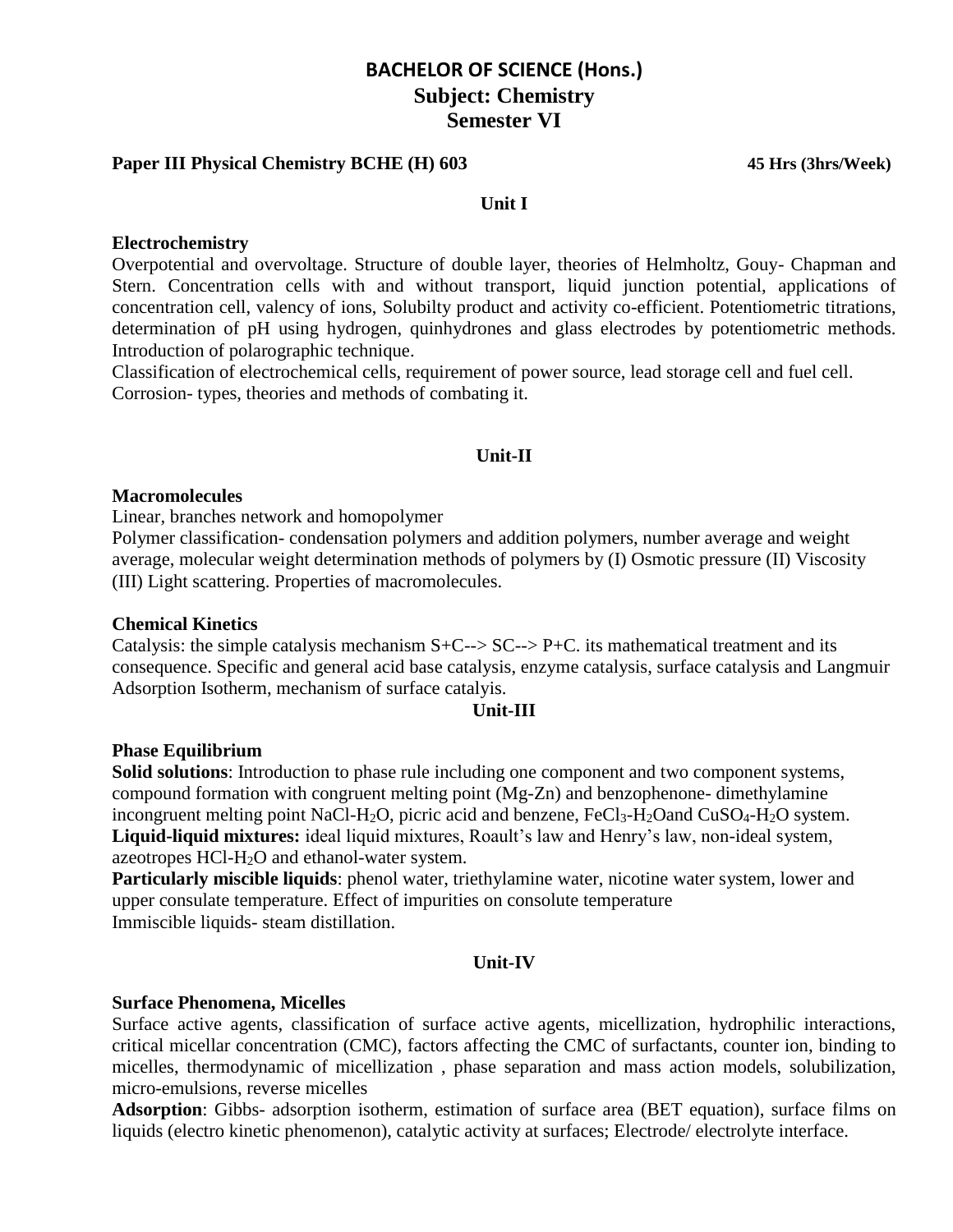# BACHELOR OF SCIENCE (Hons.)

## Subject: Chemistry

## Semester VI

**Paper III Physical Chemistry BCHE (H) 603** **45 Hrs (3hrs/Week)**

### Unit I

**Electrochemistry**

Overpotential and overvoltage. Structure of double layer, theories of Helmholtz, Gouy- Chapman and Stern. Concentration cells with and without transport, liquid junction potential, applications of concentration cell, valency of ions, Solubilty product and activity co-efficient. Potentiometric titrations, determination of pH using hydrogen, quinhydrones and glass electrodes by potentiometric methods. Introduction of polarographic technique.

Classification of electrochemical cells, requirement of power source, lead storage cell and fuel cell.

Corrosion- types, theories and methods of combating it.

### Unit-II

**Macromolecules**

Linear, branches network and homopolymer

Polymer classification- condensation polymers and addition polymers, number average and weight average, molecular weight determination methods of polymers by (I) Osmotic pressure (II) Viscosity (III) Light scattering. Properties of macromolecules.

**Chemical Kinetics**

Catalysis: the simple catalysis mechanism S+C--> SC--> P+C. its mathematical treatment and its consequence. Specific and general acid base catalysis, enzyme catalysis, surface catalysis and Langmuir Adsorption Isotherm, mechanism of surface catalyis.

### Unit-III

**Phase Equilibrium**

**Solid solutions**: Introduction to phase rule including one component and two component systems, compound formation with congruent melting point (Mg-Zn) and benzophenone- dimethylamine incongruent melting point NaCl-$H_2O$, picric acid and benzene, $FeCl_3$-$H_2O$and $CuSO_4$-$H_2O$ system.

**Liquid-liquid mixtures:** ideal liquid mixtures, Roault's law and Henry's law, non-ideal system, azeotropes HCl-$H_2O$ and ethanol-water system.

**Particularly miscible liquids**: phenol water, triethylamine water, nicotine water system, lower and upper consulate temperature. Effect of impurities on consolute temperature

Immiscible liquids- steam distillation.

### Unit-IV

**Surface Phenomena, Micelles**

Surface active agents, classification of surface active agents, micellization, hydrophilic interactions, critical micellar concentration (CMC), factors affecting the CMC of surfactants, counter ion, binding to micelles, thermodynamic of micellization , phase separation and mass action models, solubilization, micro-emulsions, reverse micelles

**Adsorption**: Gibbs- adsorption isotherm, estimation of surface area (BET equation), surface films on liquids (electro kinetic phenomenon), catalytic activity at surfaces; Electrode/ electrolyte interface.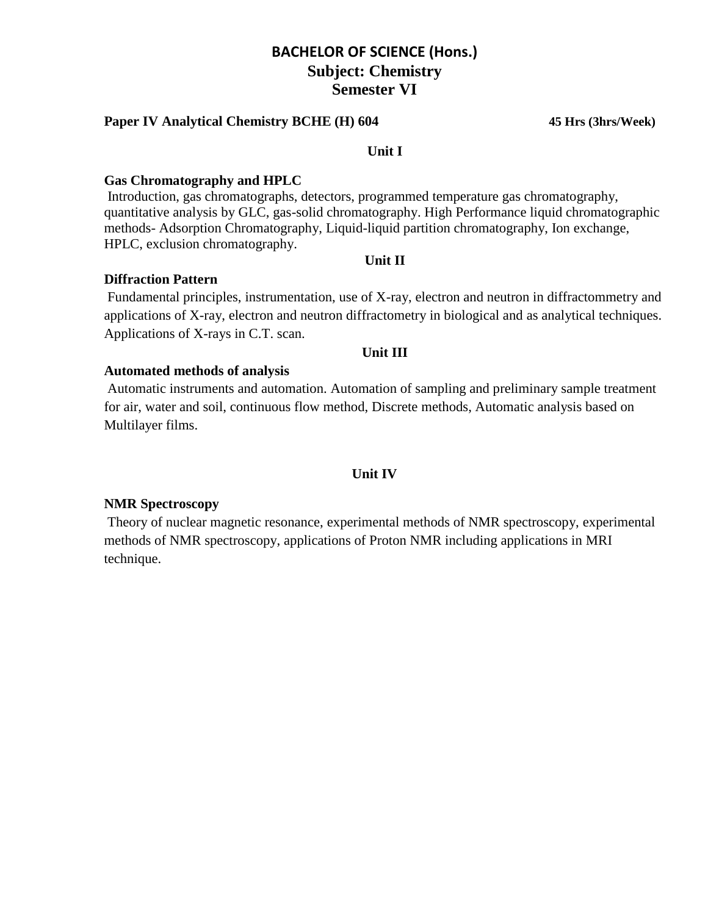# BACHELOR OF SCIENCE (Hons.)

## Subject: Chemistry

## Semester VI

**Paper IV Analytical Chemistry BCHE (H) 604** **45 Hrs (3hrs/Week)**

### Unit I

**Gas Chromatography and HPLC**

Introduction, gas chromatographs, detectors, programmed temperature gas chromatography, quantitative analysis by GLC, gas-solid chromatography. High Performance liquid chromatographic methods- Adsorption Chromatography, Liquid-liquid partition chromatography, Ion exchange, HPLC, exclusion chromatography.

### Unit II

**Diffraction Pattern**

Fundamental principles, instrumentation, use of X-ray, electron and neutron in diffractommetry and applications of X-ray, electron and neutron diffractometry in biological and as analytical techniques. Applications of X-rays in C.T. scan.

### Unit III

**Automated methods of analysis**

Automatic instruments and automation. Automation of sampling and preliminary sample treatment for air, water and soil, continuous flow method, Discrete methods, Automatic analysis based on Multilayer films.

### Unit IV

**NMR Spectroscopy**

Theory of nuclear magnetic resonance, experimental methods of NMR spectroscopy, experimental methods of NMR spectroscopy, applications of Proton NMR including applications in MRI technique.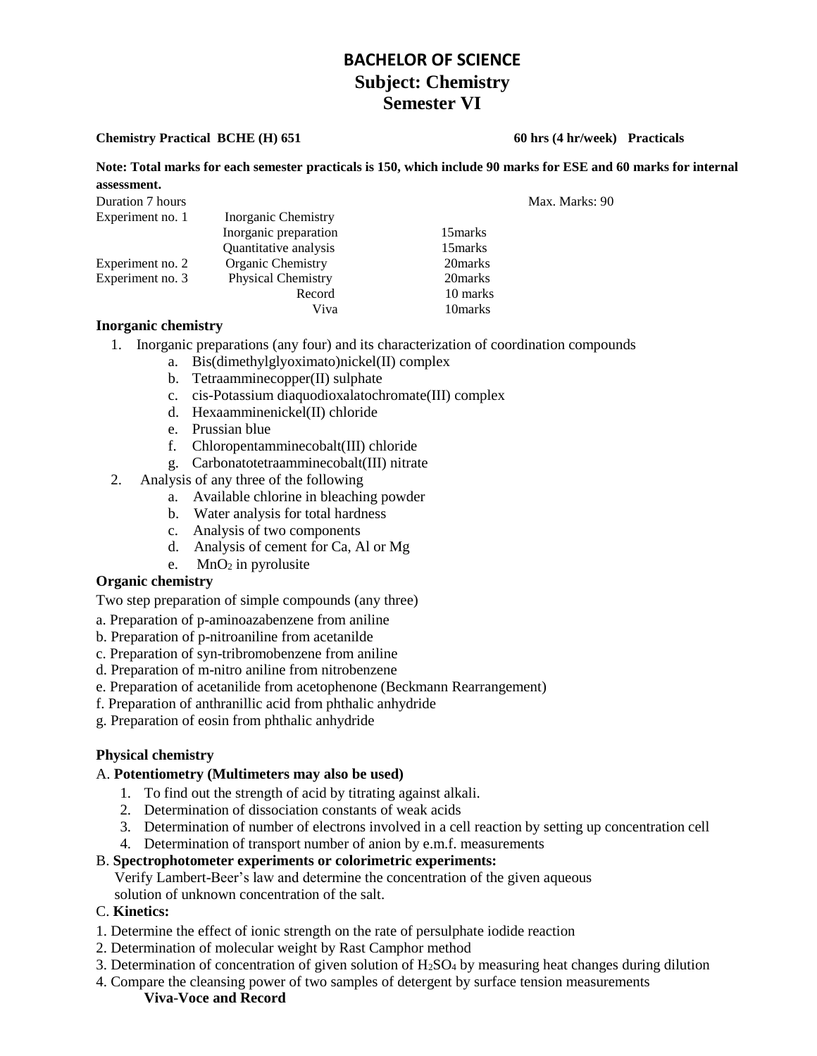# BACHELOR OF SCIENCE
## Subject: Chemistry
## Semester VI

**Chemistry Practical BCHE (H) 651** **60 hrs (4 hr/week) Practicals**

**Note: Total marks for each semester practicals is 150, which include 90 marks for ESE and 60 marks for internal assessment.**

Duration 7 hours Max. Marks: 90

| | | |
|---|---|---|
| Experiment no. 1 | Inorganic Chemistry | |
| | Inorganic preparation | 15marks |
| | Quantitative analysis | 15marks |
| Experiment no. 2 | Organic Chemistry | 20marks |
| Experiment no. 3 | Physical Chemistry | 20marks |
| | Record | 10 marks |
| | Viva | 10marks |

**Inorganic chemistry**

1. Inorganic preparations (any four) and its characterization of coordination compounds
   a. Bis(dimethylglyoximato)nickel(II) complex
   b. Tetraamminecopper(II) sulphate
   c. cis-Potassium diaquodioxalatochromate(III) complex
   d. Hexaamminenickel(II) chloride
   e. Prussian blue
   f. Chloropentamminecobalt(III) chloride
   g. Carbonatotetraamminecobalt(III) nitrate
2. Analysis of any three of the following
   a. Available chlorine in bleaching powder
   b. Water analysis for total hardness
   c. Analysis of two components
   d. Analysis of cement for Ca, Al or Mg
   e. $MnO_2$ in pyrolusite

**Organic chemistry**

Two step preparation of simple compounds (any three)

a. Preparation of p-aminoazabenzene from aniline
b. Preparation of p-nitroaniline from acetanilde
c. Preparation of syn-tribromobenzene from aniline
d. Preparation of m-nitro aniline from nitrobenzene
e. Preparation of acetanilide from acetophenone (Beckmann Rearrangement)
f. Preparation of anthranillic acid from phthalic anhydride
g. Preparation of eosin from phthalic anhydride

**Physical chemistry**

A. **Potentiometry (Multimeters may also be used)**

1. To find out the strength of acid by titrating against alkali.
2. Determination of dissociation constants of weak acids
3. Determination of number of electrons involved in a cell reaction by setting up concentration cell
4. Determination of transport number of anion by e.m.f. measurements

B. **Spectrophotometer experiments or colorimetric experiments:**
Verify Lambert-Beer's law and determine the concentration of the given aqueous solution of unknown concentration of the salt.

C. **Kinetics:**

1. Determine the effect of ionic strength on the rate of persulphate iodide reaction
2. Determination of molecular weight by Rast Camphor method
3. Determination of concentration of given solution of $H_2SO_4$ by measuring heat changes during dilution
4. Compare the cleansing power of two samples of detergent by surface tension measurements

**Viva-Voce and Record**